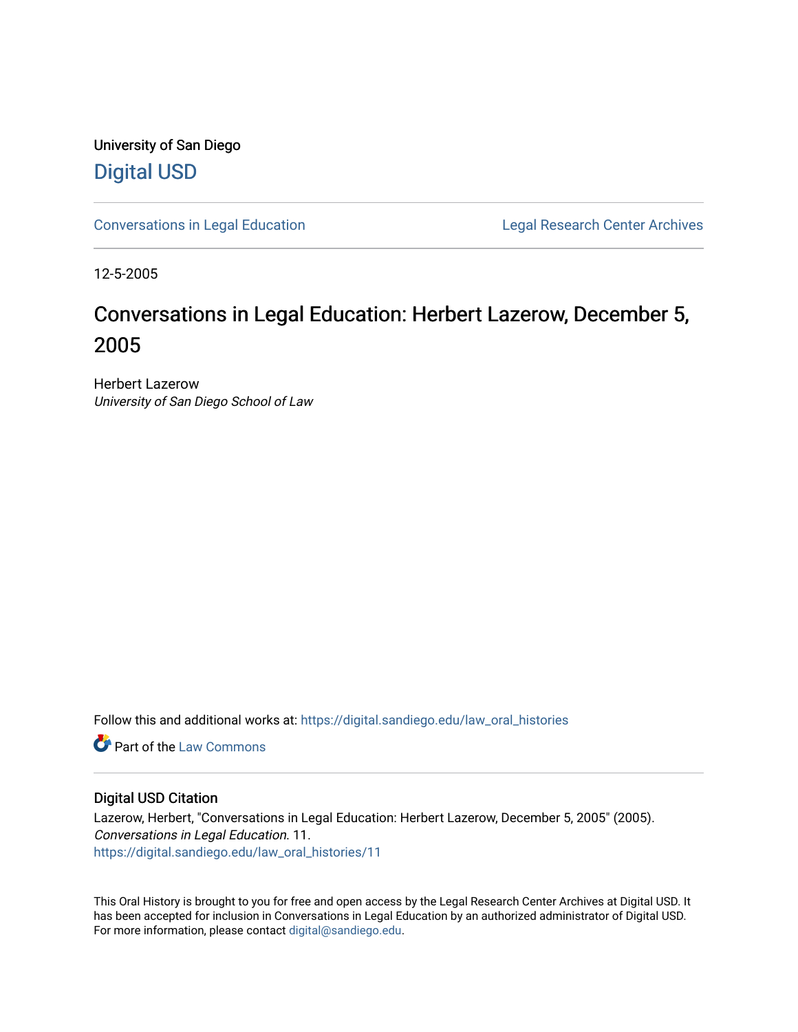University of San Diego

# Digital USD

Conversations in Legal Education

Legal Research Center Archives

12-5-2005

## Conversations in Legal Education: Herbert Lazerow, December 5, 2005

Herbert Lazerow
*University of San Diego School of Law*

Follow this and additional works at: https://digital.sandiego.edu/law_oral_histories

Part of the Law Commons

### Digital USD Citation

Lazerow, Herbert, "Conversations in Legal Education: Herbert Lazerow, December 5, 2005" (2005). *Conversations in Legal Education*. 11.
https://digital.sandiego.edu/law_oral_histories/11

This Oral History is brought to you for free and open access by the Legal Research Center Archives at Digital USD. It has been accepted for inclusion in Conversations in Legal Education by an authorized administrator of Digital USD. For more information, please contact digital@sandiego.edu.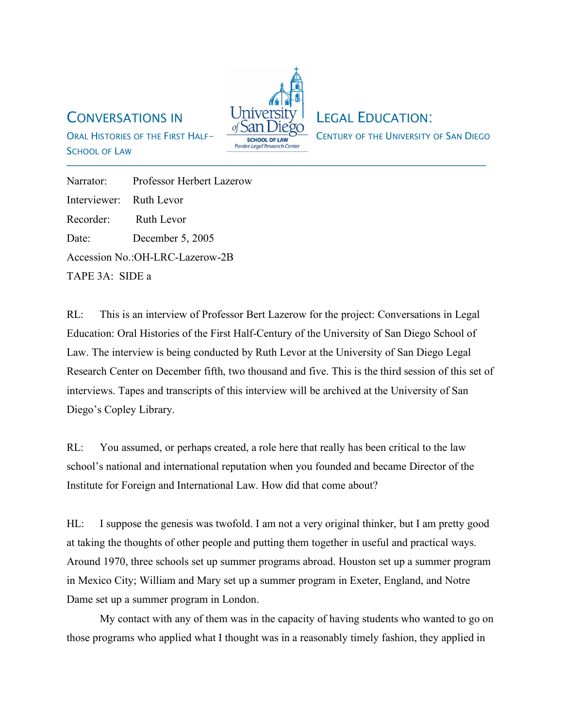# Conversations in Legal Education: Oral Histories of the First Half-Century of the University of San Diego School of Law

Narrator: Professor Herbert Lazerow

Interviewer: Ruth Levor

Recorder: Ruth Levor

Date: December 5, 2005

Accession No.:OH-LRC-Lazerow-2B

TAPE 3A: SIDE a

RL: This is an interview of Professor Bert Lazerow for the project: Conversations in Legal Education: Oral Histories of the First Half-Century of the University of San Diego School of Law. The interview is being conducted by Ruth Levor at the University of San Diego Legal Research Center on December fifth, two thousand and five. This is the third session of this set of interviews. Tapes and transcripts of this interview will be archived at the University of San Diego's Copley Library.

RL: You assumed, or perhaps created, a role here that really has been critical to the law school's national and international reputation when you founded and became Director of the Institute for Foreign and International Law. How did that come about?

HL: I suppose the genesis was twofold. I am not a very original thinker, but I am pretty good at taking the thoughts of other people and putting them together in useful and practical ways. Around 1970, three schools set up summer programs abroad. Houston set up a summer program in Mexico City; William and Mary set up a summer program in Exeter, England, and Notre Dame set up a summer program in London.

My contact with any of them was in the capacity of having students who wanted to go on those programs who applied what I thought was in a reasonably timely fashion, they applied in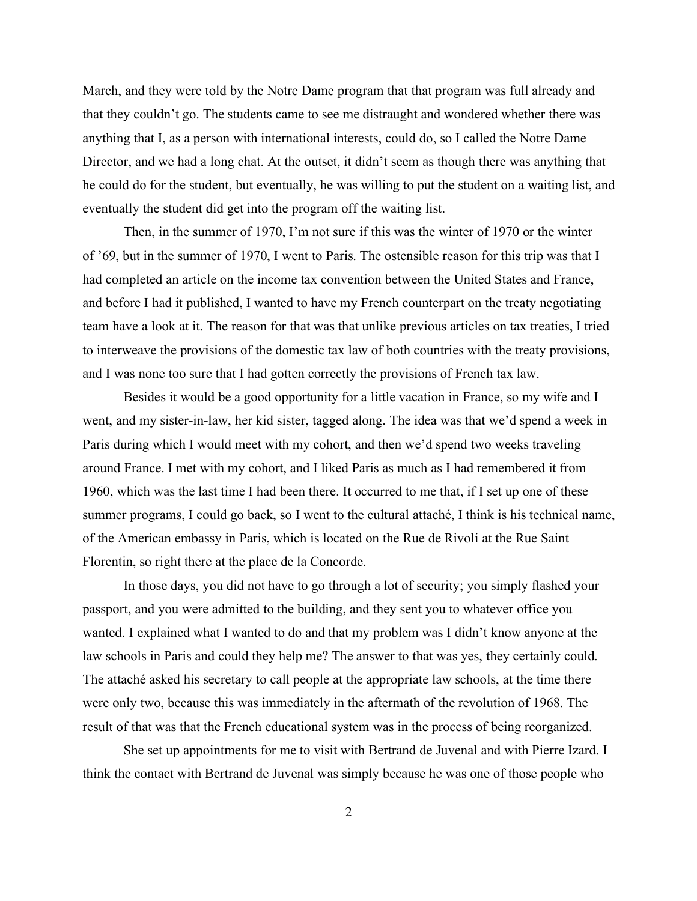March, and they were told by the Notre Dame program that that program was full already and that they couldn't go. The students came to see me distraught and wondered whether there was anything that I, as a person with international interests, could do, so I called the Notre Dame Director, and we had a long chat. At the outset, it didn't seem as though there was anything that he could do for the student, but eventually, he was willing to put the student on a waiting list, and eventually the student did get into the program off the waiting list.

Then, in the summer of 1970, I'm not sure if this was the winter of 1970 or the winter of '69, but in the summer of 1970, I went to Paris. The ostensible reason for this trip was that I had completed an article on the income tax convention between the United States and France, and before I had it published, I wanted to have my French counterpart on the treaty negotiating team have a look at it. The reason for that was that unlike previous articles on tax treaties, I tried to interweave the provisions of the domestic tax law of both countries with the treaty provisions, and I was none too sure that I had gotten correctly the provisions of French tax law.

Besides it would be a good opportunity for a little vacation in France, so my wife and I went, and my sister-in-law, her kid sister, tagged along. The idea was that we'd spend a week in Paris during which I would meet with my cohort, and then we'd spend two weeks traveling around France. I met with my cohort, and I liked Paris as much as I had remembered it from 1960, which was the last time I had been there. It occurred to me that, if I set up one of these summer programs, I could go back, so I went to the cultural attaché, I think is his technical name, of the American embassy in Paris, which is located on the Rue de Rivoli at the Rue Saint Florentin, so right there at the place de la Concorde.

In those days, you did not have to go through a lot of security; you simply flashed your passport, and you were admitted to the building, and they sent you to whatever office you wanted. I explained what I wanted to do and that my problem was I didn't know anyone at the law schools in Paris and could they help me? The answer to that was yes, they certainly could. The attaché asked his secretary to call people at the appropriate law schools, at the time there were only two, because this was immediately in the aftermath of the revolution of 1968. The result of that was that the French educational system was in the process of being reorganized.

She set up appointments for me to visit with Bertrand de Juvenal and with Pierre Izard. I think the contact with Bertrand de Juvenal was simply because he was one of those people who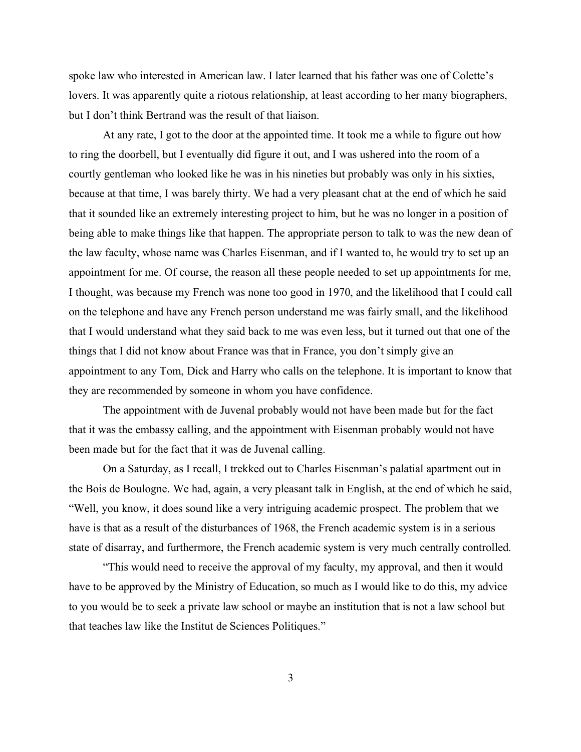spoke law who interested in American law. I later learned that his father was one of Colette's lovers. It was apparently quite a riotous relationship, at least according to her many biographers, but I don't think Bertrand was the result of that liaison.

At any rate, I got to the door at the appointed time. It took me a while to figure out how to ring the doorbell, but I eventually did figure it out, and I was ushered into the room of a courtly gentleman who looked like he was in his nineties but probably was only in his sixties, because at that time, I was barely thirty. We had a very pleasant chat at the end of which he said that it sounded like an extremely interesting project to him, but he was no longer in a position of being able to make things like that happen. The appropriate person to talk to was the new dean of the law faculty, whose name was Charles Eisenman, and if I wanted to, he would try to set up an appointment for me. Of course, the reason all these people needed to set up appointments for me, I thought, was because my French was none too good in 1970, and the likelihood that I could call on the telephone and have any French person understand me was fairly small, and the likelihood that I would understand what they said back to me was even less, but it turned out that one of the things that I did not know about France was that in France, you don't simply give an appointment to any Tom, Dick and Harry who calls on the telephone. It is important to know that they are recommended by someone in whom you have confidence.

The appointment with de Juvenal probably would not have been made but for the fact that it was the embassy calling, and the appointment with Eisenman probably would not have been made but for the fact that it was de Juvenal calling.

On a Saturday, as I recall, I trekked out to Charles Eisenman's palatial apartment out in the Bois de Boulogne. We had, again, a very pleasant talk in English, at the end of which he said, "Well, you know, it does sound like a very intriguing academic prospect. The problem that we have is that as a result of the disturbances of 1968, the French academic system is in a serious state of disarray, and furthermore, the French academic system is very much centrally controlled.

"This would need to receive the approval of my faculty, my approval, and then it would have to be approved by the Ministry of Education, so much as I would like to do this, my advice to you would be to seek a private law school or maybe an institution that is not a law school but that teaches law like the Institut de Sciences Politiques."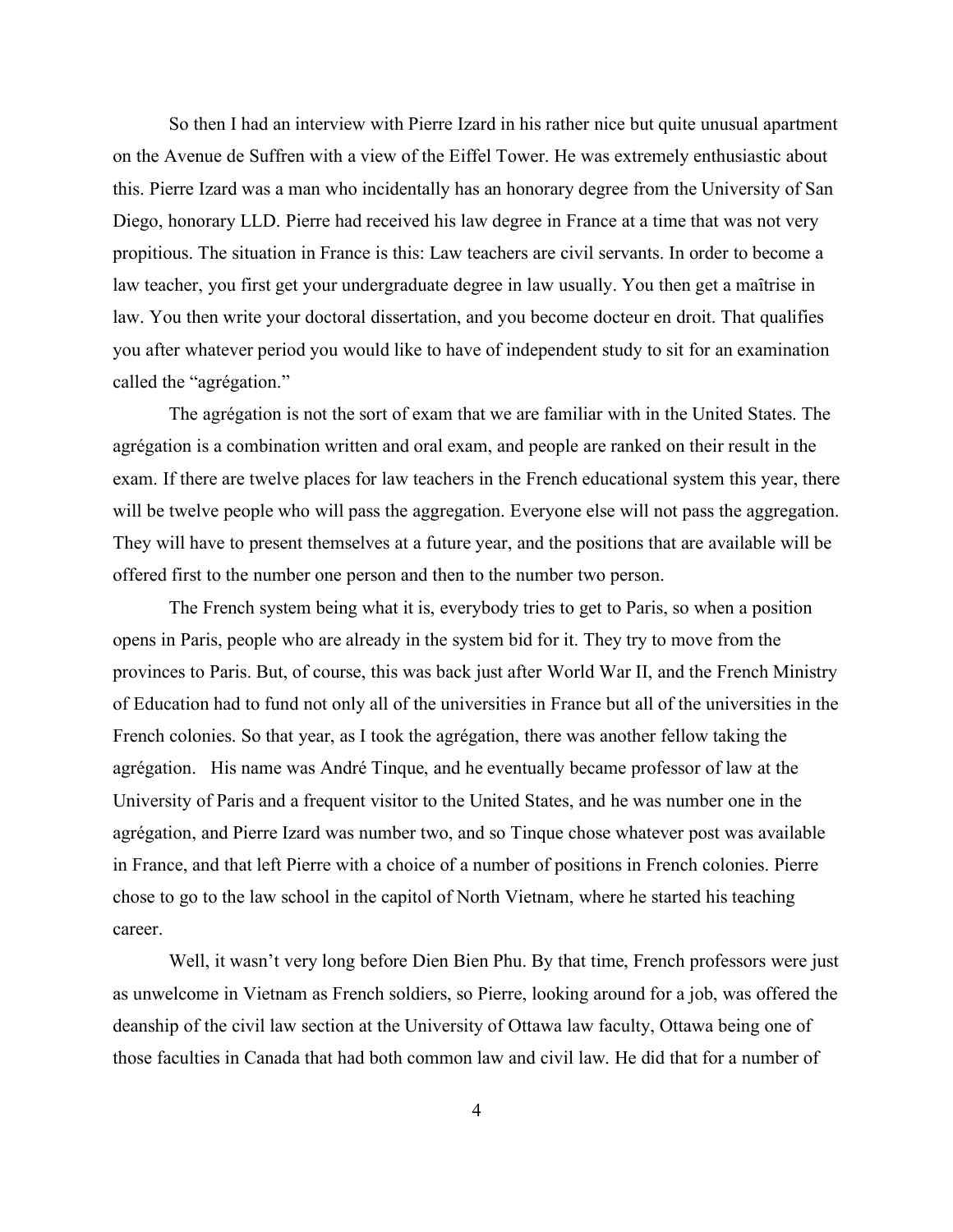So then I had an interview with Pierre Izard in his rather nice but quite unusual apartment on the Avenue de Suffren with a view of the Eiffel Tower. He was extremely enthusiastic about this. Pierre Izard was a man who incidentally has an honorary degree from the University of San Diego, honorary LLD. Pierre had received his law degree in France at a time that was not very propitious. The situation in France is this: Law teachers are civil servants. In order to become a law teacher, you first get your undergraduate degree in law usually. You then get a maîtrise in law. You then write your doctoral dissertation, and you become docteur en droit. That qualifies you after whatever period you would like to have of independent study to sit for an examination called the "agrégation."

The agrégation is not the sort of exam that we are familiar with in the United States. The agrégation is a combination written and oral exam, and people are ranked on their result in the exam. If there are twelve places for law teachers in the French educational system this year, there will be twelve people who will pass the aggregation. Everyone else will not pass the aggregation. They will have to present themselves at a future year, and the positions that are available will be offered first to the number one person and then to the number two person.

The French system being what it is, everybody tries to get to Paris, so when a position opens in Paris, people who are already in the system bid for it. They try to move from the provinces to Paris. But, of course, this was back just after World War II, and the French Ministry of Education had to fund not only all of the universities in France but all of the universities in the French colonies. So that year, as I took the agrégation, there was another fellow taking the agrégation. His name was André Tinque, and he eventually became professor of law at the University of Paris and a frequent visitor to the United States, and he was number one in the agrégation, and Pierre Izard was number two, and so Tinque chose whatever post was available in France, and that left Pierre with a choice of a number of positions in French colonies. Pierre chose to go to the law school in the capitol of North Vietnam, where he started his teaching career.

Well, it wasn't very long before Dien Bien Phu. By that time, French professors were just as unwelcome in Vietnam as French soldiers, so Pierre, looking around for a job, was offered the deanship of the civil law section at the University of Ottawa law faculty, Ottawa being one of those faculties in Canada that had both common law and civil law. He did that for a number of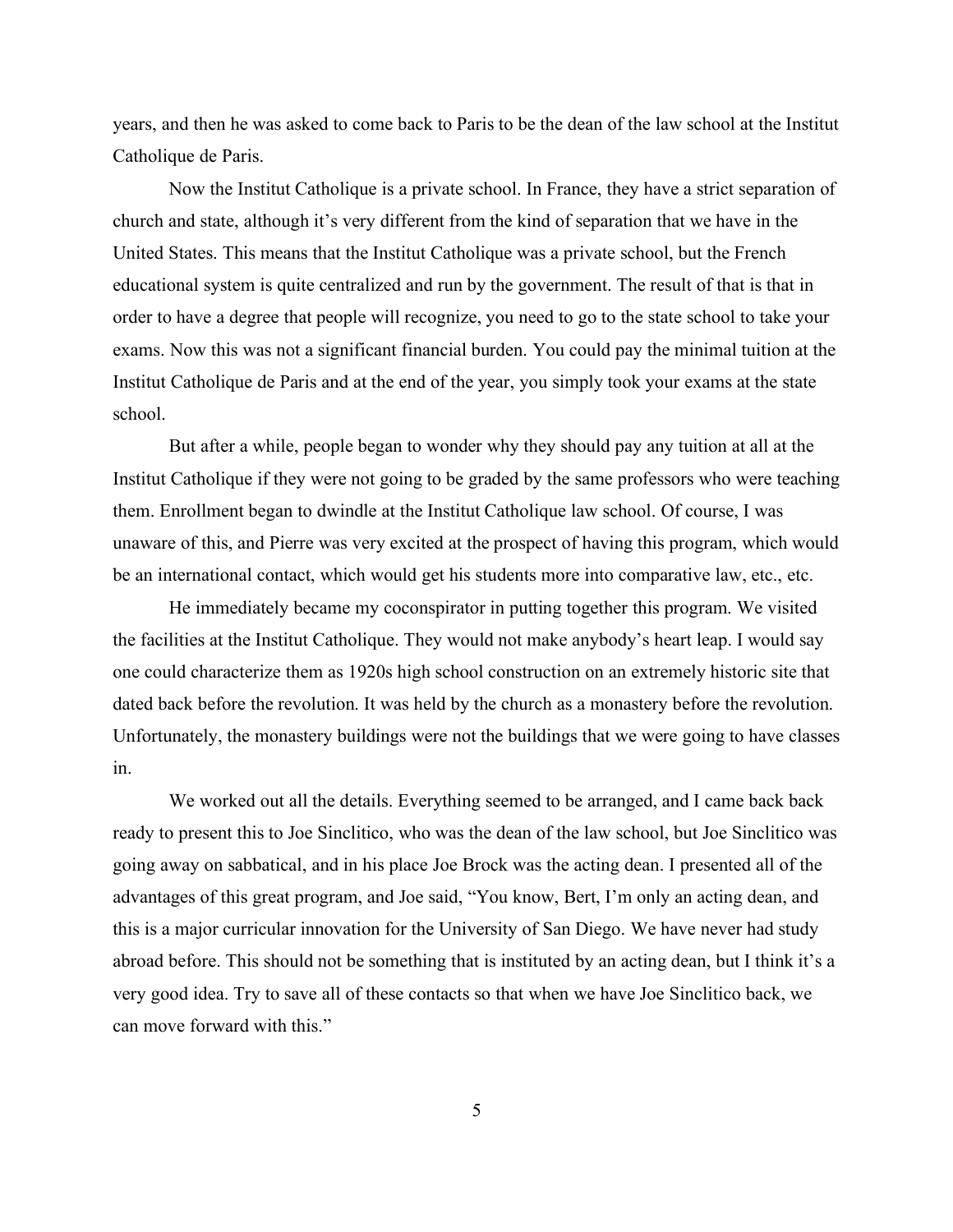years, and then he was asked to come back to Paris to be the dean of the law school at the Institut Catholique de Paris.

Now the Institut Catholique is a private school. In France, they have a strict separation of church and state, although it's very different from the kind of separation that we have in the United States. This means that the Institut Catholique was a private school, but the French educational system is quite centralized and run by the government. The result of that is that in order to have a degree that people will recognize, you need to go to the state school to take your exams. Now this was not a significant financial burden. You could pay the minimal tuition at the Institut Catholique de Paris and at the end of the year, you simply took your exams at the state school.

But after a while, people began to wonder why they should pay any tuition at all at the Institut Catholique if they were not going to be graded by the same professors who were teaching them. Enrollment began to dwindle at the Institut Catholique law school. Of course, I was unaware of this, and Pierre was very excited at the prospect of having this program, which would be an international contact, which would get his students more into comparative law, etc., etc.

He immediately became my coconspirator in putting together this program. We visited the facilities at the Institut Catholique. They would not make anybody's heart leap. I would say one could characterize them as 1920s high school construction on an extremely historic site that dated back before the revolution. It was held by the church as a monastery before the revolution. Unfortunately, the monastery buildings were not the buildings that we were going to have classes in.

We worked out all the details. Everything seemed to be arranged, and I came back back ready to present this to Joe Sinclitico, who was the dean of the law school, but Joe Sinclitico was going away on sabbatical, and in his place Joe Brock was the acting dean. I presented all of the advantages of this great program, and Joe said, "You know, Bert, I'm only an acting dean, and this is a major curricular innovation for the University of San Diego. We have never had study abroad before. This should not be something that is instituted by an acting dean, but I think it's a very good idea. Try to save all of these contacts so that when we have Joe Sinclitico back, we can move forward with this."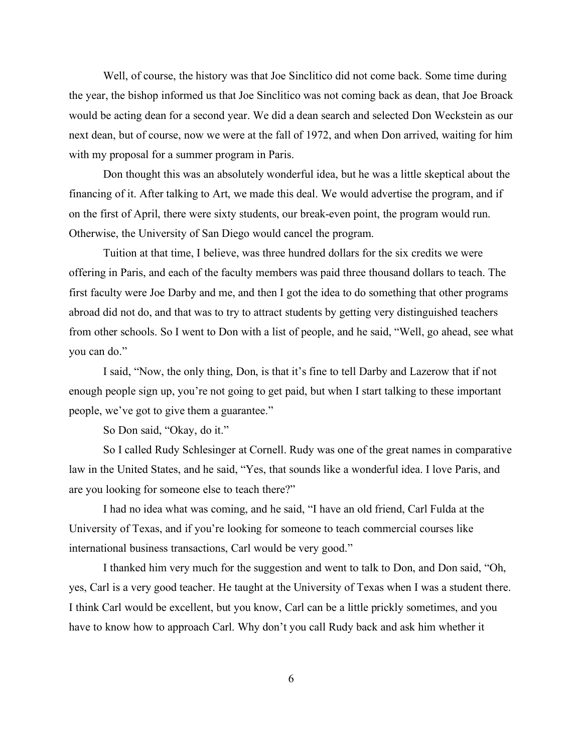Well, of course, the history was that Joe Sinclitico did not come back. Some time during the year, the bishop informed us that Joe Sinclitico was not coming back as dean, that Joe Broack would be acting dean for a second year. We did a dean search and selected Don Weckstein as our next dean, but of course, now we were at the fall of 1972, and when Don arrived, waiting for him with my proposal for a summer program in Paris.

Don thought this was an absolutely wonderful idea, but he was a little skeptical about the financing of it. After talking to Art, we made this deal. We would advertise the program, and if on the first of April, there were sixty students, our break-even point, the program would run. Otherwise, the University of San Diego would cancel the program.

Tuition at that time, I believe, was three hundred dollars for the six credits we were offering in Paris, and each of the faculty members was paid three thousand dollars to teach. The first faculty were Joe Darby and me, and then I got the idea to do something that other programs abroad did not do, and that was to try to attract students by getting very distinguished teachers from other schools. So I went to Don with a list of people, and he said, "Well, go ahead, see what you can do."

I said, "Now, the only thing, Don, is that it's fine to tell Darby and Lazerow that if not enough people sign up, you're not going to get paid, but when I start talking to these important people, we've got to give them a guarantee."

So Don said, "Okay, do it."

So I called Rudy Schlesinger at Cornell. Rudy was one of the great names in comparative law in the United States, and he said, "Yes, that sounds like a wonderful idea. I love Paris, and are you looking for someone else to teach there?"

I had no idea what was coming, and he said, "I have an old friend, Carl Fulda at the University of Texas, and if you're looking for someone to teach commercial courses like international business transactions, Carl would be very good."

I thanked him very much for the suggestion and went to talk to Don, and Don said, "Oh, yes, Carl is a very good teacher. He taught at the University of Texas when I was a student there. I think Carl would be excellent, but you know, Carl can be a little prickly sometimes, and you have to know how to approach Carl. Why don't you call Rudy back and ask him whether it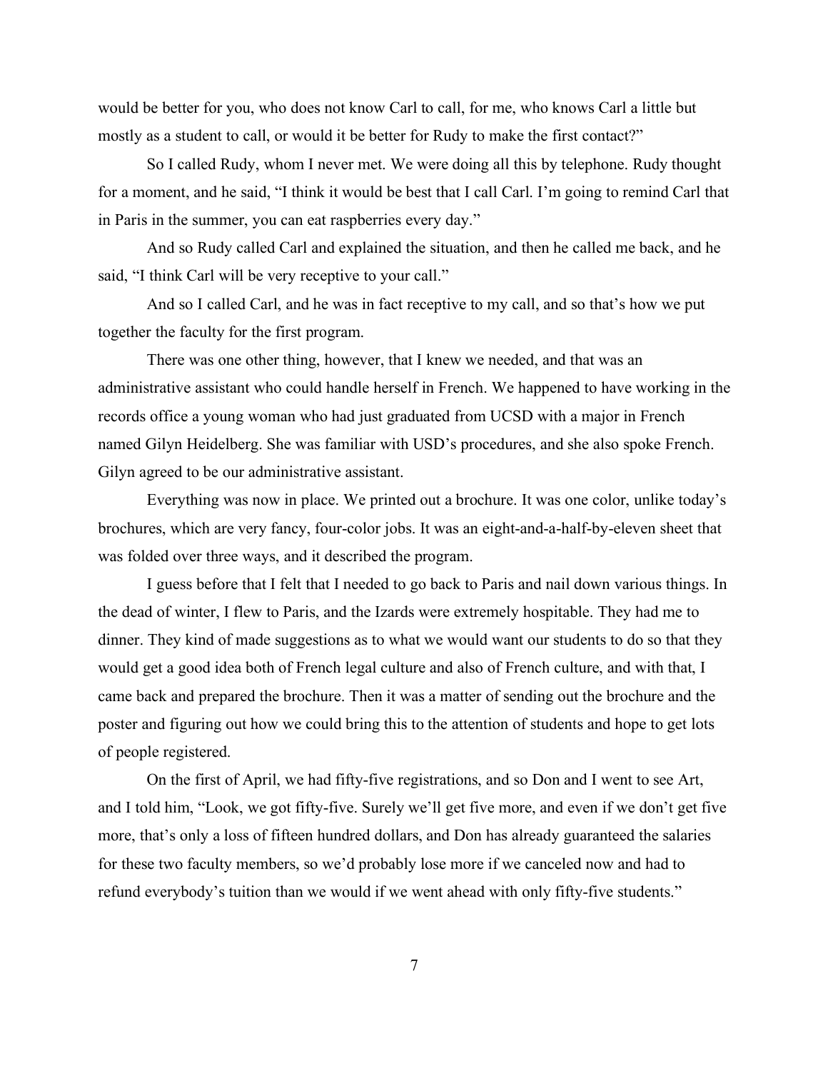would be better for you, who does not know Carl to call, for me, who knows Carl a little but mostly as a student to call, or would it be better for Rudy to make the first contact?"

So I called Rudy, whom I never met. We were doing all this by telephone. Rudy thought for a moment, and he said, "I think it would be best that I call Carl. I'm going to remind Carl that in Paris in the summer, you can eat raspberries every day."

And so Rudy called Carl and explained the situation, and then he called me back, and he said, "I think Carl will be very receptive to your call."

And so I called Carl, and he was in fact receptive to my call, and so that's how we put together the faculty for the first program.

There was one other thing, however, that I knew we needed, and that was an administrative assistant who could handle herself in French. We happened to have working in the records office a young woman who had just graduated from UCSD with a major in French named Gilyn Heidelberg. She was familiar with USD's procedures, and she also spoke French. Gilyn agreed to be our administrative assistant.

Everything was now in place. We printed out a brochure. It was one color, unlike today's brochures, which are very fancy, four-color jobs. It was an eight-and-a-half-by-eleven sheet that was folded over three ways, and it described the program.

I guess before that I felt that I needed to go back to Paris and nail down various things. In the dead of winter, I flew to Paris, and the Izards were extremely hospitable. They had me to dinner. They kind of made suggestions as to what we would want our students to do so that they would get a good idea both of French legal culture and also of French culture, and with that, I came back and prepared the brochure. Then it was a matter of sending out the brochure and the poster and figuring out how we could bring this to the attention of students and hope to get lots of people registered.

On the first of April, we had fifty-five registrations, and so Don and I went to see Art, and I told him, "Look, we got fifty-five. Surely we'll get five more, and even if we don't get five more, that's only a loss of fifteen hundred dollars, and Don has already guaranteed the salaries for these two faculty members, so we'd probably lose more if we canceled now and had to refund everybody's tuition than we would if we went ahead with only fifty-five students."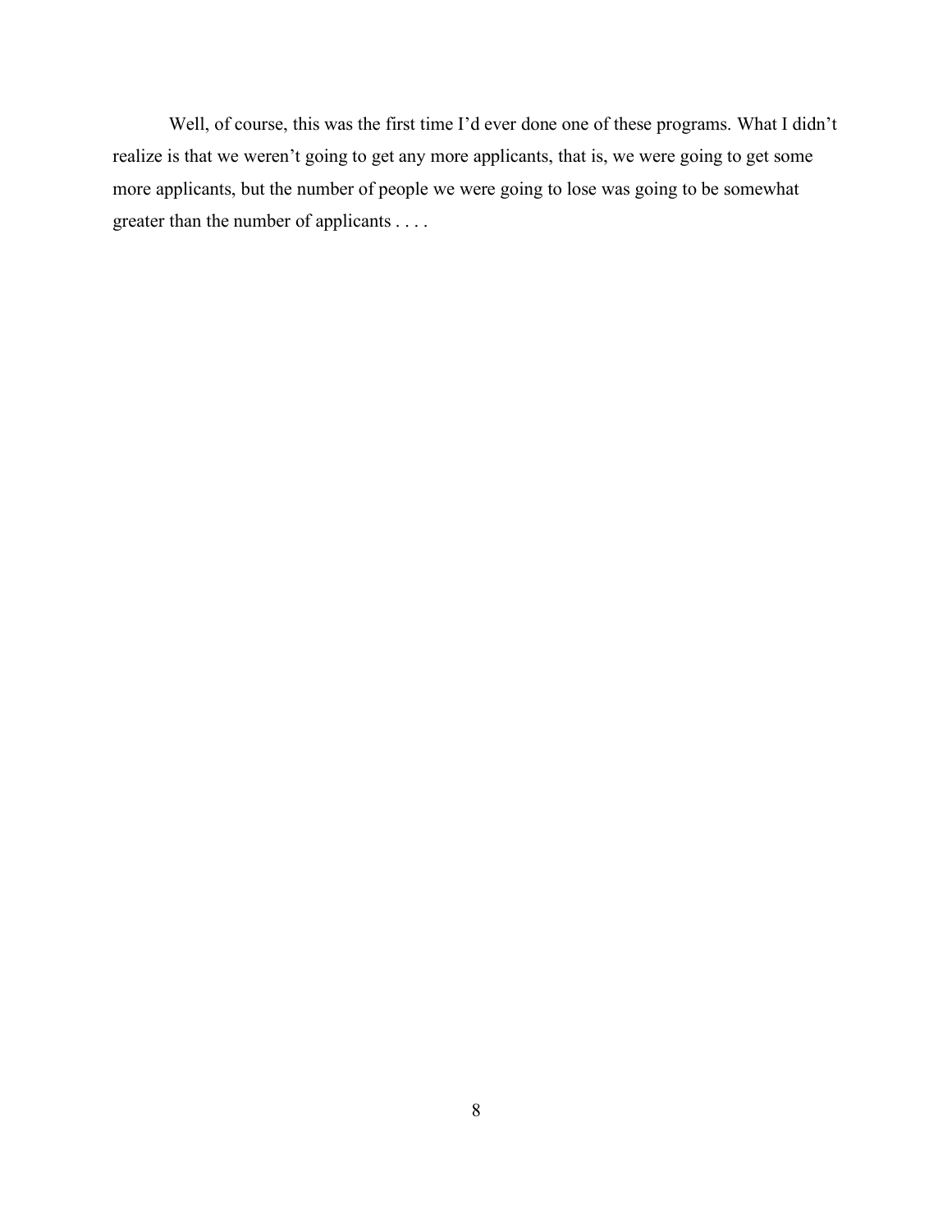Well, of course, this was the first time I'd ever done one of these programs. What I didn't realize is that we weren't going to get any more applicants, that is, we were going to get some more applicants, but the number of people we were going to lose was going to be somewhat greater than the number of applicants . . . .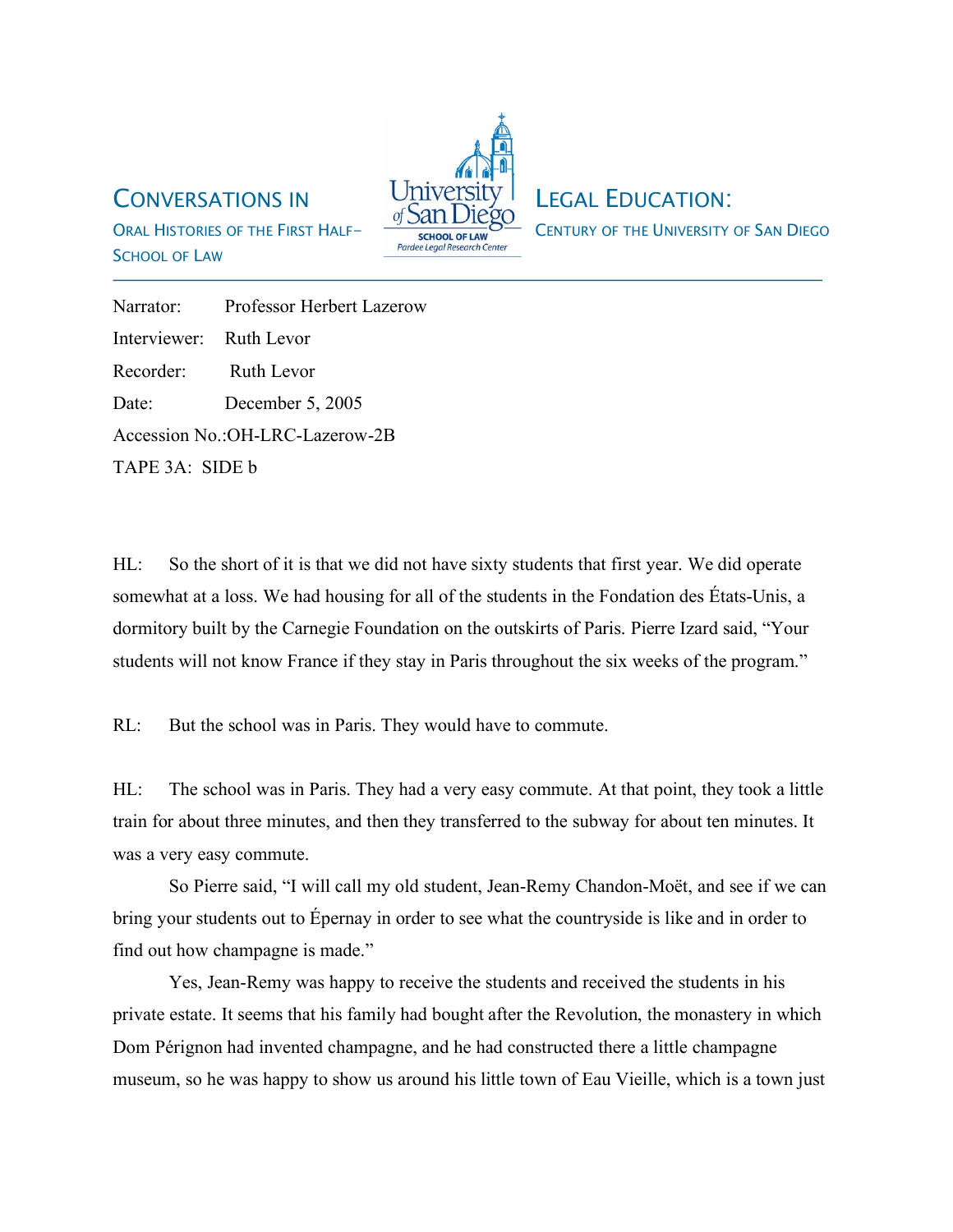Narrator: Professor Herbert Lazerow

Interviewer: Ruth Levor

Recorder: Ruth Levor

Date: December 5, 2005

Accession No.:OH-LRC-Lazerow-2B

TAPE 3A: SIDE b

HL: So the short of it is that we did not have sixty students that first year. We did operate somewhat at a loss. We had housing for all of the students in the Fondation des États-Unis, a dormitory built by the Carnegie Foundation on the outskirts of Paris. Pierre Izard said, "Your students will not know France if they stay in Paris throughout the six weeks of the program."

RL: But the school was in Paris. They would have to commute.

HL: The school was in Paris. They had a very easy commute. At that point, they took a little train for about three minutes, and then they transferred to the subway for about ten minutes. It was a very easy commute.

So Pierre said, "I will call my old student, Jean-Remy Chandon-Moët, and see if we can bring your students out to Épernay in order to see what the countryside is like and in order to find out how champagne is made."

Yes, Jean-Remy was happy to receive the students and received the students in his private estate. It seems that his family had bought after the Revolution, the monastery in which Dom Pérignon had invented champagne, and he had constructed there a little champagne museum, so he was happy to show us around his little town of Eau Vieille, which is a town just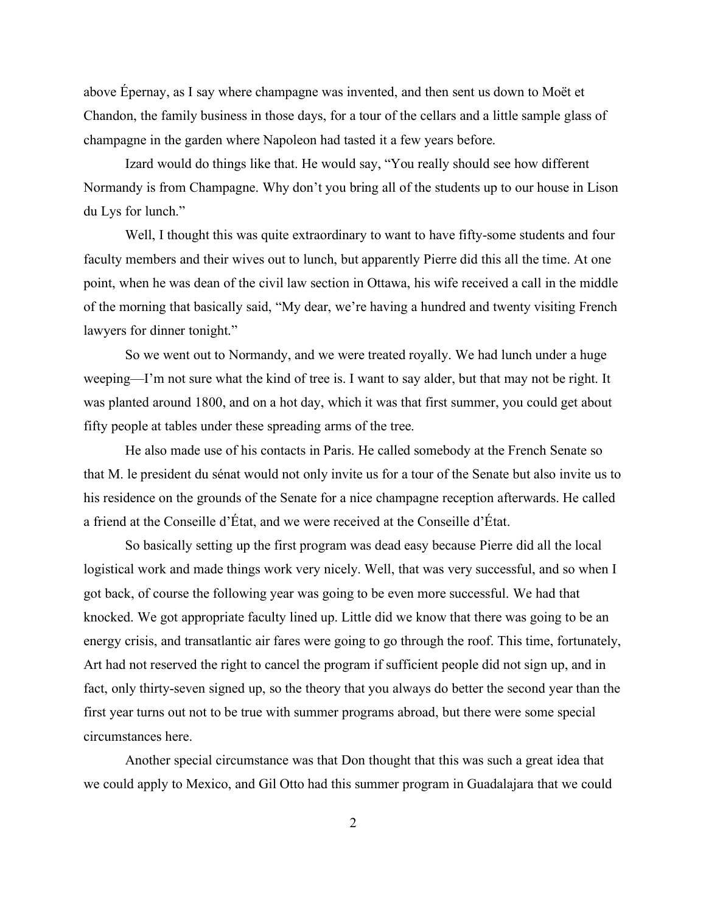above Épernay, as I say where champagne was invented, and then sent us down to Moët et Chandon, the family business in those days, for a tour of the cellars and a little sample glass of champagne in the garden where Napoleon had tasted it a few years before.

Izard would do things like that. He would say, "You really should see how different Normandy is from Champagne. Why don't you bring all of the students up to our house in Lison du Lys for lunch."

Well, I thought this was quite extraordinary to want to have fifty-some students and four faculty members and their wives out to lunch, but apparently Pierre did this all the time. At one point, when he was dean of the civil law section in Ottawa, his wife received a call in the middle of the morning that basically said, "My dear, we're having a hundred and twenty visiting French lawyers for dinner tonight."

So we went out to Normandy, and we were treated royally. We had lunch under a huge weeping—I'm not sure what the kind of tree is. I want to say alder, but that may not be right. It was planted around 1800, and on a hot day, which it was that first summer, you could get about fifty people at tables under these spreading arms of the tree.

He also made use of his contacts in Paris. He called somebody at the French Senate so that M. le president du sénat would not only invite us for a tour of the Senate but also invite us to his residence on the grounds of the Senate for a nice champagne reception afterwards. He called a friend at the Conseille d'État, and we were received at the Conseille d'État.

So basically setting up the first program was dead easy because Pierre did all the local logistical work and made things work very nicely. Well, that was very successful, and so when I got back, of course the following year was going to be even more successful. We had that knocked. We got appropriate faculty lined up. Little did we know that there was going to be an energy crisis, and transatlantic air fares were going to go through the roof. This time, fortunately, Art had not reserved the right to cancel the program if sufficient people did not sign up, and in fact, only thirty-seven signed up, so the theory that you always do better the second year than the first year turns out not to be true with summer programs abroad, but there were some special circumstances here.

Another special circumstance was that Don thought that this was such a great idea that we could apply to Mexico, and Gil Otto had this summer program in Guadalajara that we could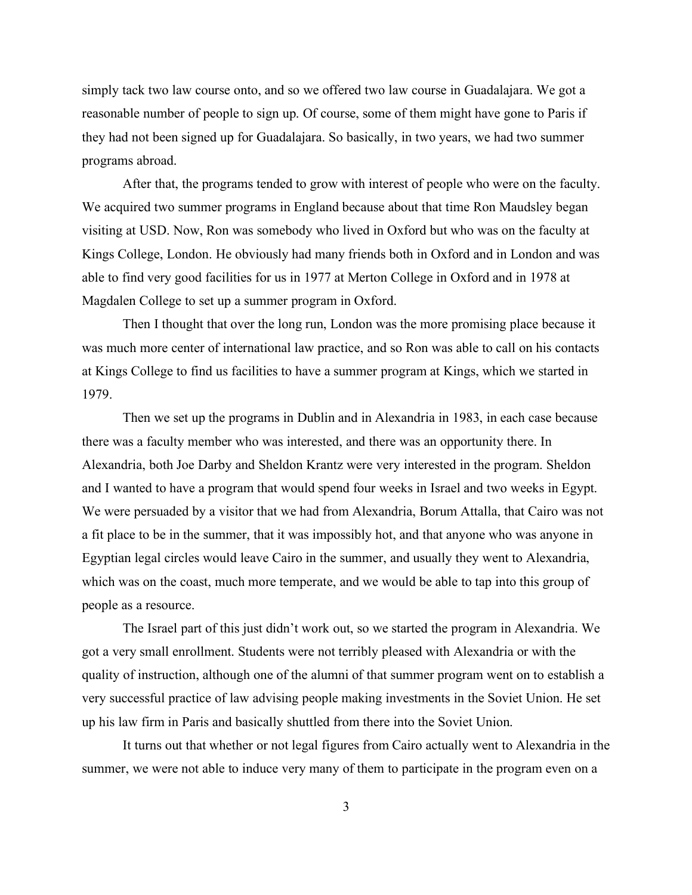simply tack two law course onto, and so we offered two law course in Guadalajara. We got a reasonable number of people to sign up. Of course, some of them might have gone to Paris if they had not been signed up for Guadalajara. So basically, in two years, we had two summer programs abroad.

After that, the programs tended to grow with interest of people who were on the faculty. We acquired two summer programs in England because about that time Ron Maudsley began visiting at USD. Now, Ron was somebody who lived in Oxford but who was on the faculty at Kings College, London. He obviously had many friends both in Oxford and in London and was able to find very good facilities for us in 1977 at Merton College in Oxford and in 1978 at Magdalen College to set up a summer program in Oxford.

Then I thought that over the long run, London was the more promising place because it was much more center of international law practice, and so Ron was able to call on his contacts at Kings College to find us facilities to have a summer program at Kings, which we started in 1979.

Then we set up the programs in Dublin and in Alexandria in 1983, in each case because there was a faculty member who was interested, and there was an opportunity there. In Alexandria, both Joe Darby and Sheldon Krantz were very interested in the program. Sheldon and I wanted to have a program that would spend four weeks in Israel and two weeks in Egypt. We were persuaded by a visitor that we had from Alexandria, Borum Attalla, that Cairo was not a fit place to be in the summer, that it was impossibly hot, and that anyone who was anyone in Egyptian legal circles would leave Cairo in the summer, and usually they went to Alexandria, which was on the coast, much more temperate, and we would be able to tap into this group of people as a resource.

The Israel part of this just didn't work out, so we started the program in Alexandria. We got a very small enrollment. Students were not terribly pleased with Alexandria or with the quality of instruction, although one of the alumni of that summer program went on to establish a very successful practice of law advising people making investments in the Soviet Union. He set up his law firm in Paris and basically shuttled from there into the Soviet Union.

It turns out that whether or not legal figures from Cairo actually went to Alexandria in the summer, we were not able to induce very many of them to participate in the program even on a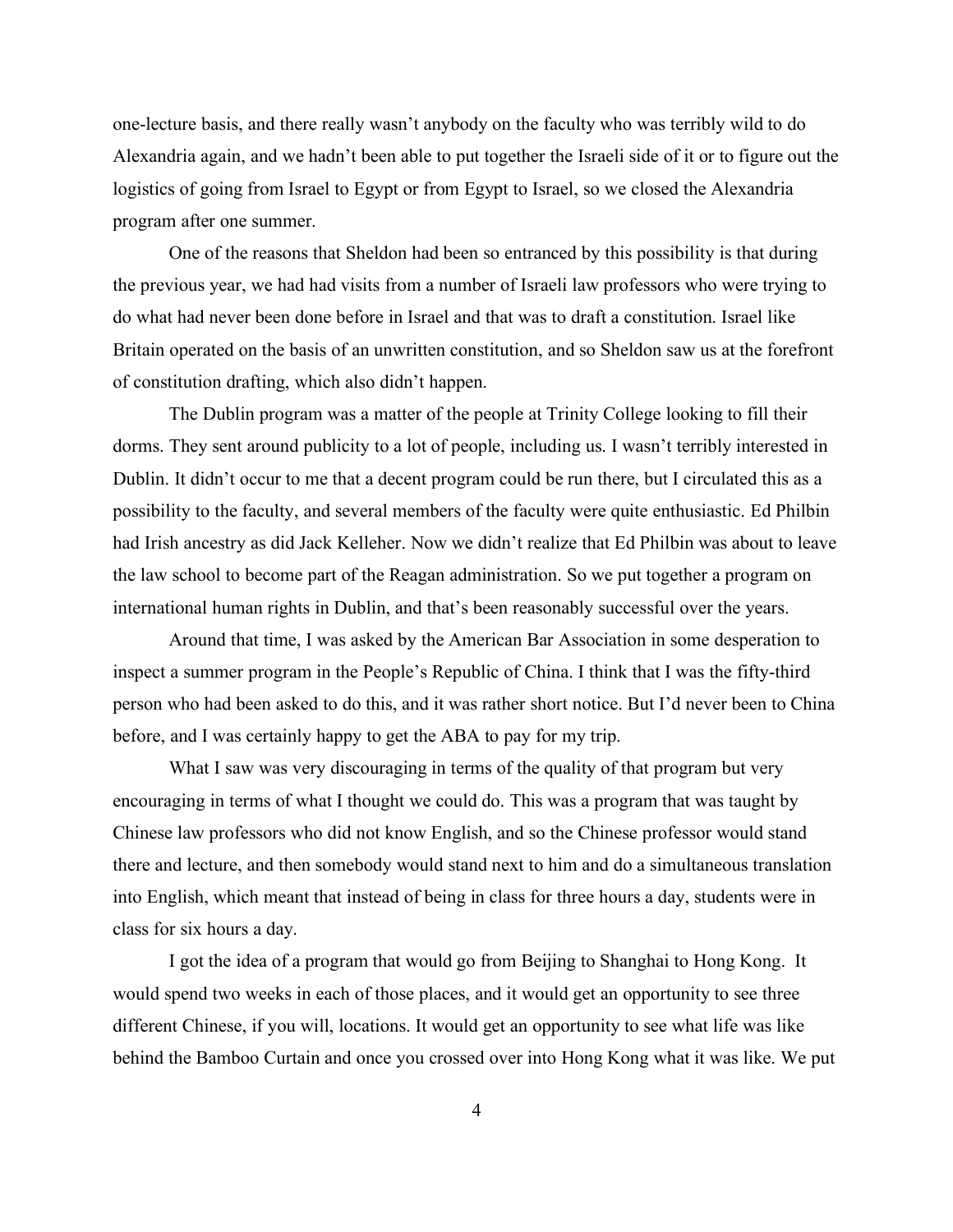one-lecture basis, and there really wasn't anybody on the faculty who was terribly wild to do Alexandria again, and we hadn't been able to put together the Israeli side of it or to figure out the logistics of going from Israel to Egypt or from Egypt to Israel, so we closed the Alexandria program after one summer.

One of the reasons that Sheldon had been so entranced by this possibility is that during the previous year, we had had visits from a number of Israeli law professors who were trying to do what had never been done before in Israel and that was to draft a constitution. Israel like Britain operated on the basis of an unwritten constitution, and so Sheldon saw us at the forefront of constitution drafting, which also didn't happen.

The Dublin program was a matter of the people at Trinity College looking to fill their dorms. They sent around publicity to a lot of people, including us. I wasn't terribly interested in Dublin. It didn't occur to me that a decent program could be run there, but I circulated this as a possibility to the faculty, and several members of the faculty were quite enthusiastic. Ed Philbin had Irish ancestry as did Jack Kelleher. Now we didn't realize that Ed Philbin was about to leave the law school to become part of the Reagan administration. So we put together a program on international human rights in Dublin, and that's been reasonably successful over the years.

Around that time, I was asked by the American Bar Association in some desperation to inspect a summer program in the People's Republic of China. I think that I was the fifty-third person who had been asked to do this, and it was rather short notice. But I'd never been to China before, and I was certainly happy to get the ABA to pay for my trip.

What I saw was very discouraging in terms of the quality of that program but very encouraging in terms of what I thought we could do. This was a program that was taught by Chinese law professors who did not know English, and so the Chinese professor would stand there and lecture, and then somebody would stand next to him and do a simultaneous translation into English, which meant that instead of being in class for three hours a day, students were in class for six hours a day.

I got the idea of a program that would go from Beijing to Shanghai to Hong Kong. It would spend two weeks in each of those places, and it would get an opportunity to see three different Chinese, if you will, locations. It would get an opportunity to see what life was like behind the Bamboo Curtain and once you crossed over into Hong Kong what it was like. We put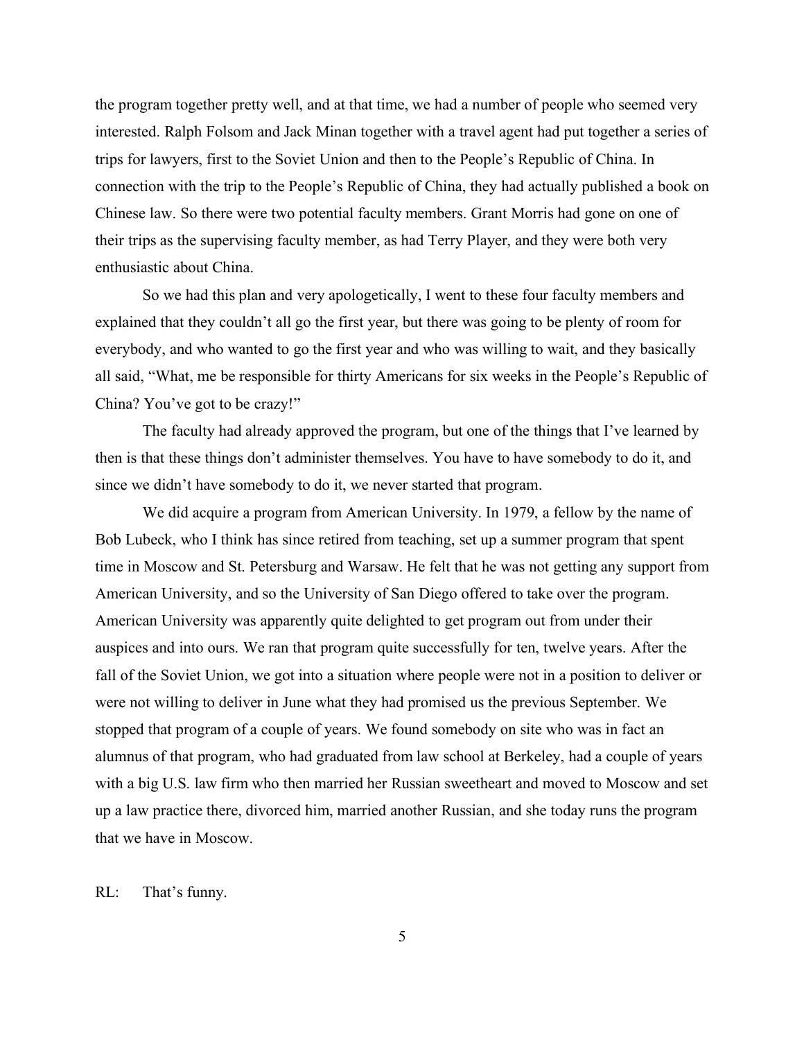the program together pretty well, and at that time, we had a number of people who seemed very interested. Ralph Folsom and Jack Minan together with a travel agent had put together a series of trips for lawyers, first to the Soviet Union and then to the People's Republic of China. In connection with the trip to the People's Republic of China, they had actually published a book on Chinese law. So there were two potential faculty members. Grant Morris had gone on one of their trips as the supervising faculty member, as had Terry Player, and they were both very enthusiastic about China.

So we had this plan and very apologetically, I went to these four faculty members and explained that they couldn't all go the first year, but there was going to be plenty of room for everybody, and who wanted to go the first year and who was willing to wait, and they basically all said, "What, me be responsible for thirty Americans for six weeks in the People's Republic of China? You've got to be crazy!"

The faculty had already approved the program, but one of the things that I've learned by then is that these things don't administer themselves. You have to have somebody to do it, and since we didn't have somebody to do it, we never started that program.

We did acquire a program from American University. In 1979, a fellow by the name of Bob Lubeck, who I think has since retired from teaching, set up a summer program that spent time in Moscow and St. Petersburg and Warsaw. He felt that he was not getting any support from American University, and so the University of San Diego offered to take over the program. American University was apparently quite delighted to get program out from under their auspices and into ours. We ran that program quite successfully for ten, twelve years. After the fall of the Soviet Union, we got into a situation where people were not in a position to deliver or were not willing to deliver in June what they had promised us the previous September. We stopped that program of a couple of years. We found somebody on site who was in fact an alumnus of that program, who had graduated from law school at Berkeley, had a couple of years with a big U.S. law firm who then married her Russian sweetheart and moved to Moscow and set up a law practice there, divorced him, married another Russian, and she today runs the program that we have in Moscow.

RL: That's funny.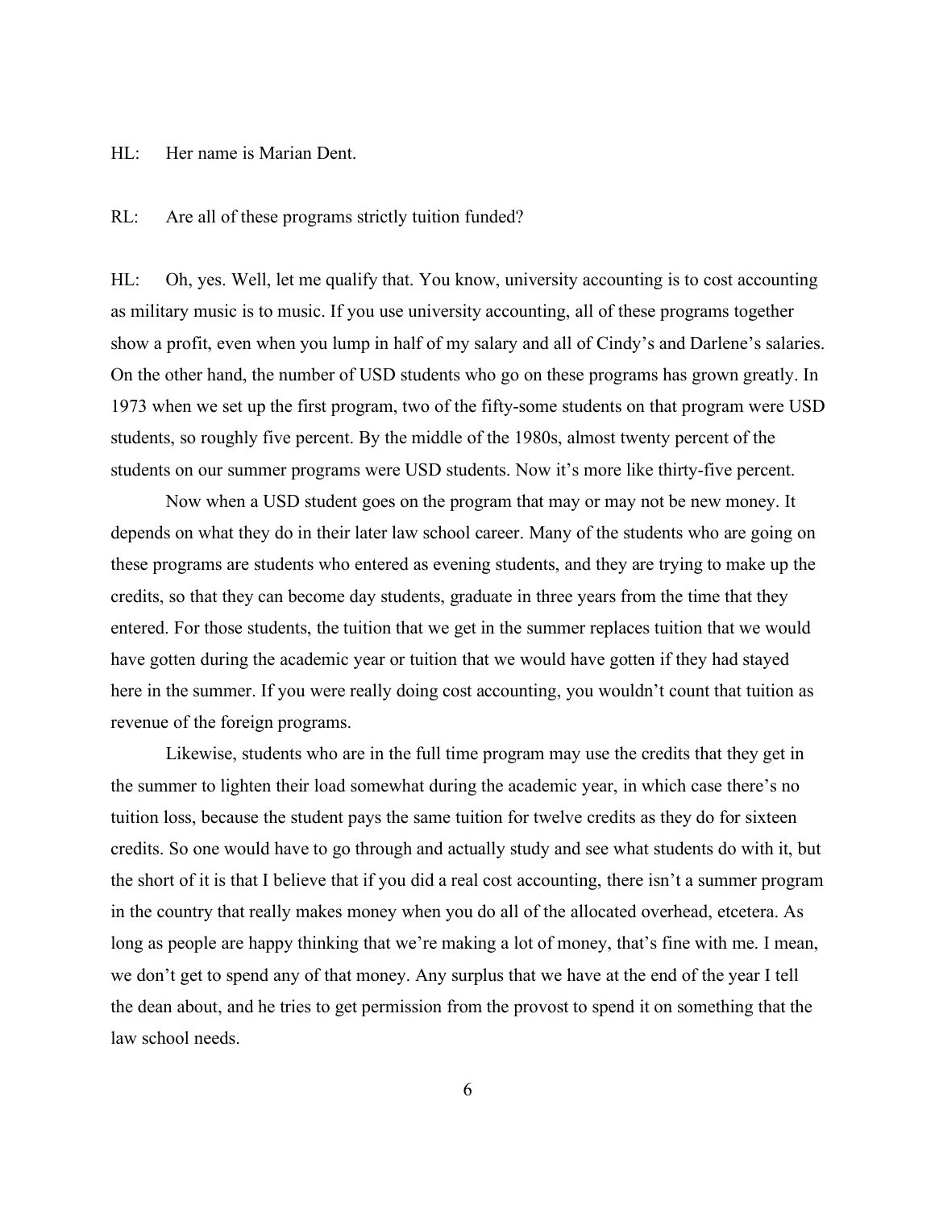HL: Her name is Marian Dent.

RL: Are all of these programs strictly tuition funded?

HL: Oh, yes. Well, let me qualify that. You know, university accounting is to cost accounting as military music is to music. If you use university accounting, all of these programs together show a profit, even when you lump in half of my salary and all of Cindy's and Darlene's salaries. On the other hand, the number of USD students who go on these programs has grown greatly. In 1973 when we set up the first program, two of the fifty-some students on that program were USD students, so roughly five percent. By the middle of the 1980s, almost twenty percent of the students on our summer programs were USD students. Now it's more like thirty-five percent.

Now when a USD student goes on the program that may or may not be new money. It depends on what they do in their later law school career. Many of the students who are going on these programs are students who entered as evening students, and they are trying to make up the credits, so that they can become day students, graduate in three years from the time that they entered. For those students, the tuition that we get in the summer replaces tuition that we would have gotten during the academic year or tuition that we would have gotten if they had stayed here in the summer. If you were really doing cost accounting, you wouldn't count that tuition as revenue of the foreign programs.

Likewise, students who are in the full time program may use the credits that they get in the summer to lighten their load somewhat during the academic year, in which case there's no tuition loss, because the student pays the same tuition for twelve credits as they do for sixteen credits. So one would have to go through and actually study and see what students do with it, but the short of it is that I believe that if you did a real cost accounting, there isn't a summer program in the country that really makes money when you do all of the allocated overhead, etcetera. As long as people are happy thinking that we're making a lot of money, that's fine with me. I mean, we don't get to spend any of that money. Any surplus that we have at the end of the year I tell the dean about, and he tries to get permission from the provost to spend it on something that the law school needs.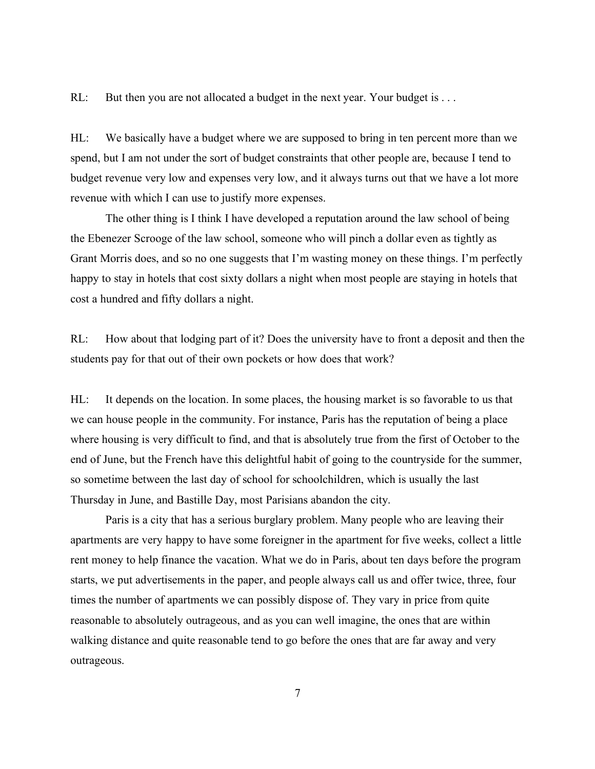RL: But then you are not allocated a budget in the next year. Your budget is . . .

HL: We basically have a budget where we are supposed to bring in ten percent more than we spend, but I am not under the sort of budget constraints that other people are, because I tend to budget revenue very low and expenses very low, and it always turns out that we have a lot more revenue with which I can use to justify more expenses.

The other thing is I think I have developed a reputation around the law school of being the Ebenezer Scrooge of the law school, someone who will pinch a dollar even as tightly as Grant Morris does, and so no one suggests that I'm wasting money on these things. I'm perfectly happy to stay in hotels that cost sixty dollars a night when most people are staying in hotels that cost a hundred and fifty dollars a night.

RL: How about that lodging part of it? Does the university have to front a deposit and then the students pay for that out of their own pockets or how does that work?

HL: It depends on the location. In some places, the housing market is so favorable to us that we can house people in the community. For instance, Paris has the reputation of being a place where housing is very difficult to find, and that is absolutely true from the first of October to the end of June, but the French have this delightful habit of going to the countryside for the summer, so sometime between the last day of school for schoolchildren, which is usually the last Thursday in June, and Bastille Day, most Parisians abandon the city.

Paris is a city that has a serious burglary problem. Many people who are leaving their apartments are very happy to have some foreigner in the apartment for five weeks, collect a little rent money to help finance the vacation. What we do in Paris, about ten days before the program starts, we put advertisements in the paper, and people always call us and offer twice, three, four times the number of apartments we can possibly dispose of. They vary in price from quite reasonable to absolutely outrageous, and as you can well imagine, the ones that are within walking distance and quite reasonable tend to go before the ones that are far away and very outrageous.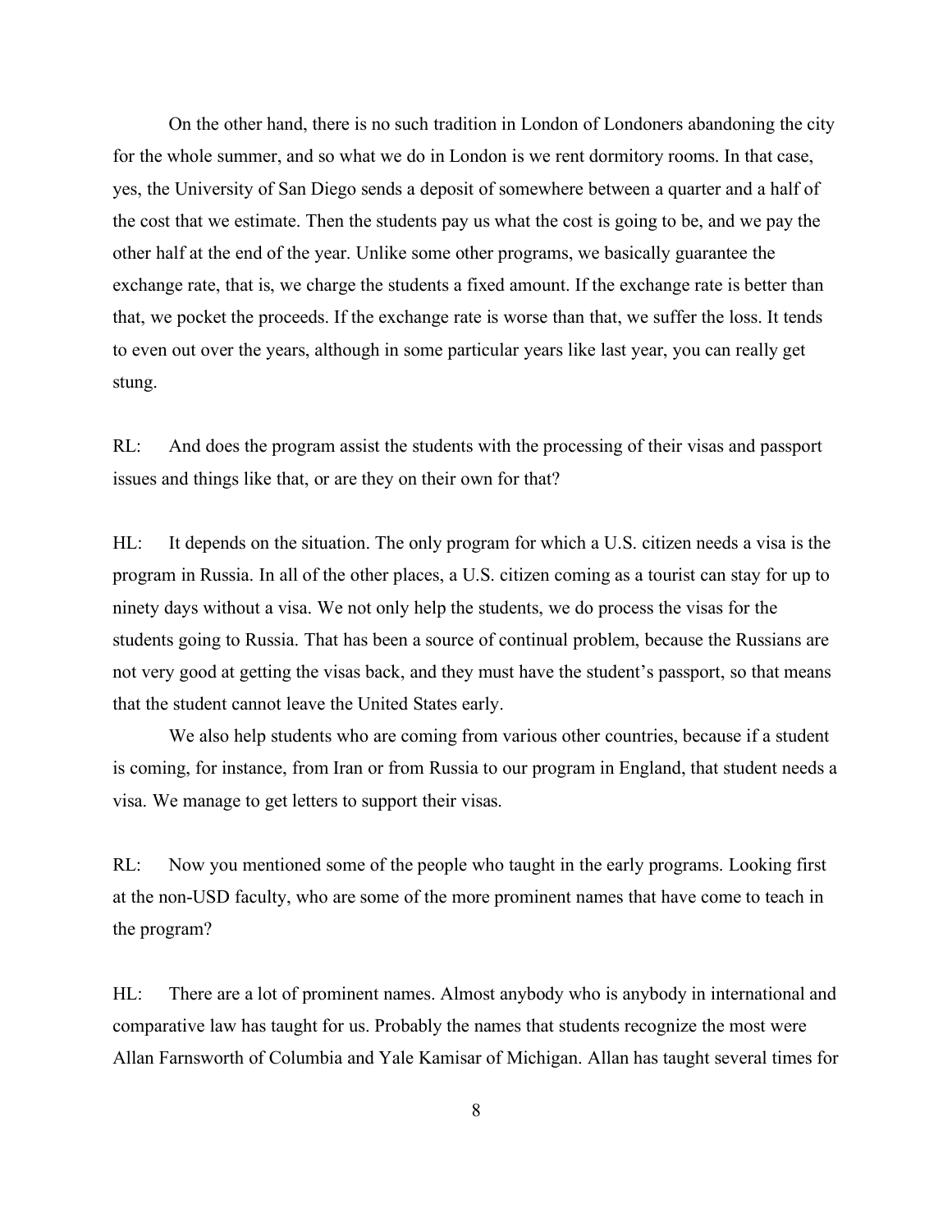On the other hand, there is no such tradition in London of Londoners abandoning the city for the whole summer, and so what we do in London is we rent dormitory rooms. In that case, yes, the University of San Diego sends a deposit of somewhere between a quarter and a half of the cost that we estimate. Then the students pay us what the cost is going to be, and we pay the other half at the end of the year. Unlike some other programs, we basically guarantee the exchange rate, that is, we charge the students a fixed amount. If the exchange rate is better than that, we pocket the proceeds. If the exchange rate is worse than that, we suffer the loss. It tends to even out over the years, although in some particular years like last year, you can really get stung.

RL: And does the program assist the students with the processing of their visas and passport issues and things like that, or are they on their own for that?

HL: It depends on the situation. The only program for which a U.S. citizen needs a visa is the program in Russia. In all of the other places, a U.S. citizen coming as a tourist can stay for up to ninety days without a visa. We not only help the students, we do process the visas for the students going to Russia. That has been a source of continual problem, because the Russians are not very good at getting the visas back, and they must have the student's passport, so that means that the student cannot leave the United States early.

We also help students who are coming from various other countries, because if a student is coming, for instance, from Iran or from Russia to our program in England, that student needs a visa. We manage to get letters to support their visas.

RL: Now you mentioned some of the people who taught in the early programs. Looking first at the non-USD faculty, who are some of the more prominent names that have come to teach in the program?

HL: There are a lot of prominent names. Almost anybody who is anybody in international and comparative law has taught for us. Probably the names that students recognize the most were Allan Farnsworth of Columbia and Yale Kamisar of Michigan. Allan has taught several times for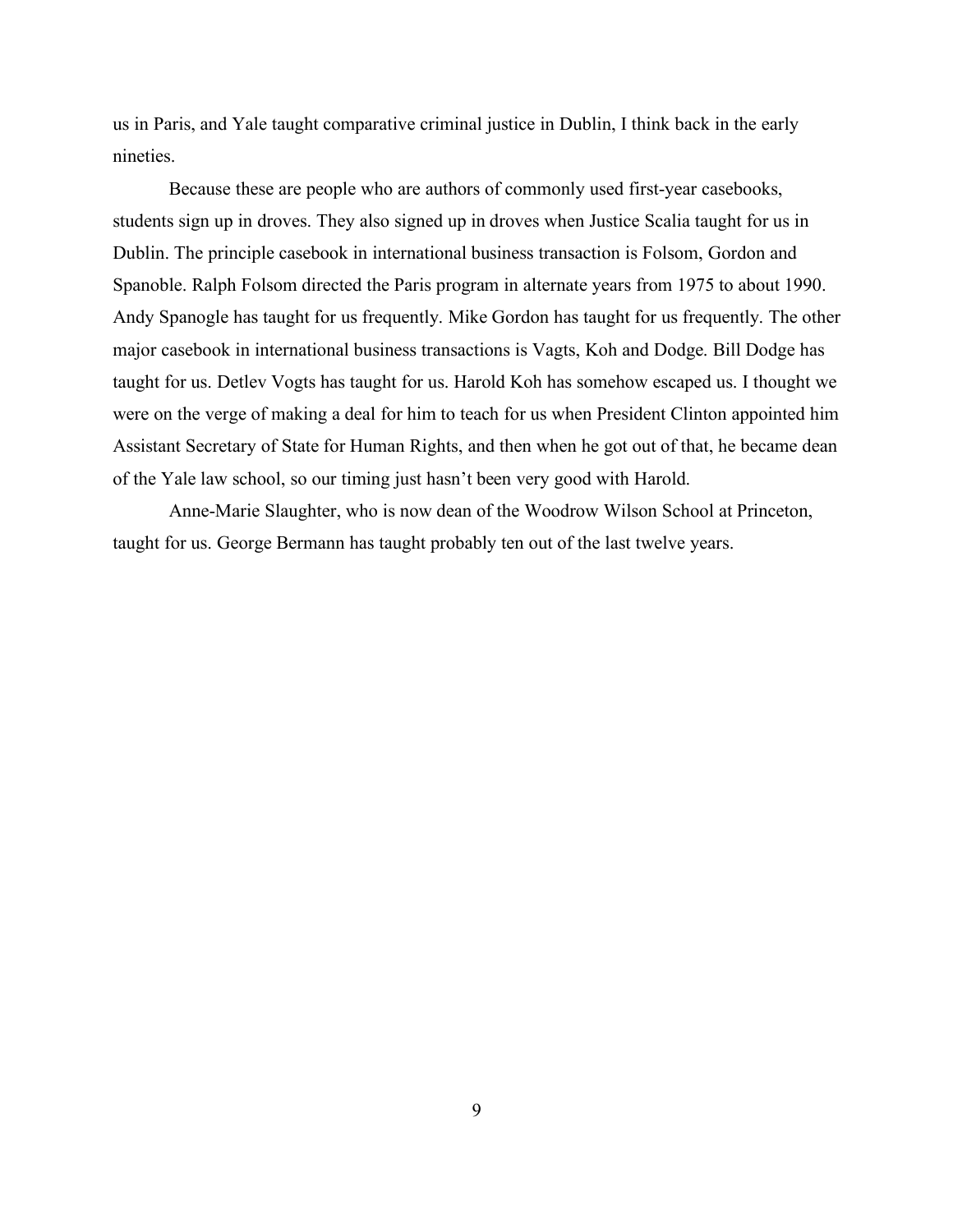us in Paris, and Yale taught comparative criminal justice in Dublin, I think back in the early nineties.

Because these are people who are authors of commonly used first-year casebooks, students sign up in droves. They also signed up in droves when Justice Scalia taught for us in Dublin. The principle casebook in international business transaction is Folsom, Gordon and Spanoble. Ralph Folsom directed the Paris program in alternate years from 1975 to about 1990. Andy Spanogle has taught for us frequently. Mike Gordon has taught for us frequently. The other major casebook in international business transactions is Vagts, Koh and Dodge. Bill Dodge has taught for us. Detlev Vogts has taught for us. Harold Koh has somehow escaped us. I thought we were on the verge of making a deal for him to teach for us when President Clinton appointed him Assistant Secretary of State for Human Rights, and then when he got out of that, he became dean of the Yale law school, so our timing just hasn't been very good with Harold.

Anne-Marie Slaughter, who is now dean of the Woodrow Wilson School at Princeton, taught for us. George Bermann has taught probably ten out of the last twelve years.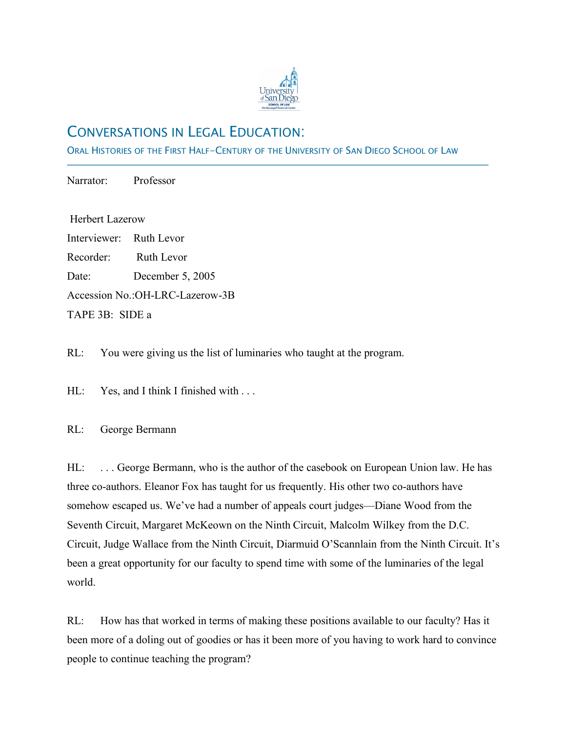# CONVERSATIONS IN LEGAL EDUCATION:

## ORAL HISTORIES OF THE FIRST HALF-CENTURY OF THE UNIVERSITY OF SAN DIEGO SCHOOL OF LAW

---

Narrator: Professor

Herbert Lazerow

Interviewer: Ruth Levor

Recorder: Ruth Levor

Date: December 5, 2005

Accession No.:OH-LRC-Lazerow-3B

TAPE 3B: SIDE a

RL: You were giving us the list of luminaries who taught at the program.

HL: Yes, and I think I finished with . . .

RL: George Bermann

HL: . . . George Bermann, who is the author of the casebook on European Union law. He has three co-authors. Eleanor Fox has taught for us frequently. His other two co-authors have somehow escaped us. We've had a number of appeals court judges—Diane Wood from the Seventh Circuit, Margaret McKeown on the Ninth Circuit, Malcolm Wilkey from the D.C. Circuit, Judge Wallace from the Ninth Circuit, Diarmuid O'Scannlain from the Ninth Circuit. It's been a great opportunity for our faculty to spend time with some of the luminaries of the legal world.

RL: How has that worked in terms of making these positions available to our faculty? Has it been more of a doling out of goodies or has it been more of you having to work hard to convince people to continue teaching the program?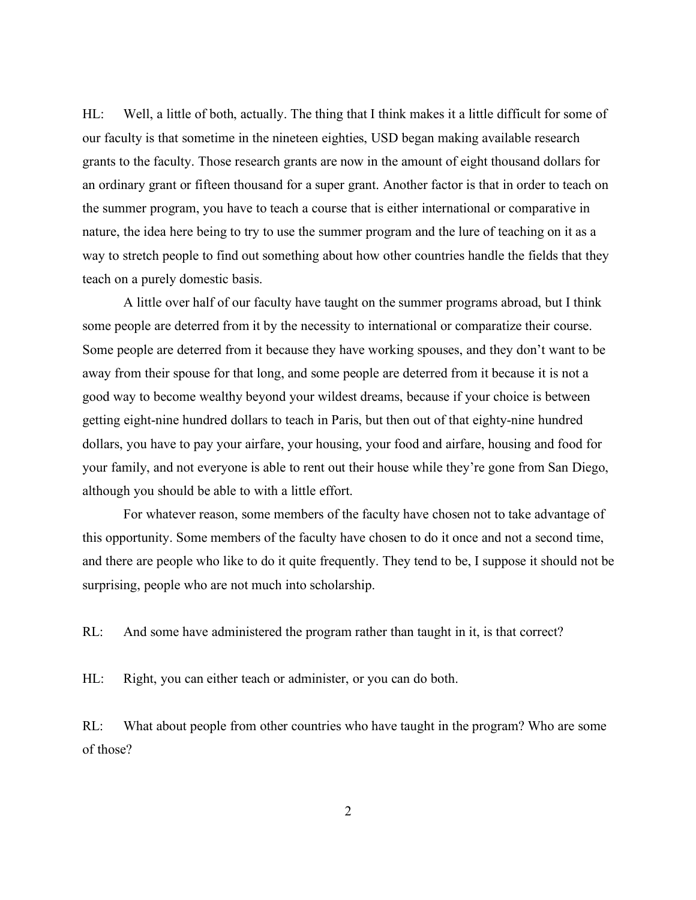HL: Well, a little of both, actually. The thing that I think makes it a little difficult for some of our faculty is that sometime in the nineteen eighties, USD began making available research grants to the faculty. Those research grants are now in the amount of eight thousand dollars for an ordinary grant or fifteen thousand for a super grant. Another factor is that in order to teach on the summer program, you have to teach a course that is either international or comparative in nature, the idea here being to try to use the summer program and the lure of teaching on it as a way to stretch people to find out something about how other countries handle the fields that they teach on a purely domestic basis.

A little over half of our faculty have taught on the summer programs abroad, but I think some people are deterred from it by the necessity to international or comparatize their course. Some people are deterred from it because they have working spouses, and they don't want to be away from their spouse for that long, and some people are deterred from it because it is not a good way to become wealthy beyond your wildest dreams, because if your choice is between getting eight-nine hundred dollars to teach in Paris, but then out of that eighty-nine hundred dollars, you have to pay your airfare, your housing, your food and airfare, housing and food for your family, and not everyone is able to rent out their house while they're gone from San Diego, although you should be able to with a little effort.

For whatever reason, some members of the faculty have chosen not to take advantage of this opportunity. Some members of the faculty have chosen to do it once and not a second time, and there are people who like to do it quite frequently. They tend to be, I suppose it should not be surprising, people who are not much into scholarship.

RL: And some have administered the program rather than taught in it, is that correct?

HL: Right, you can either teach or administer, or you can do both.

RL: What about people from other countries who have taught in the program? Who are some of those?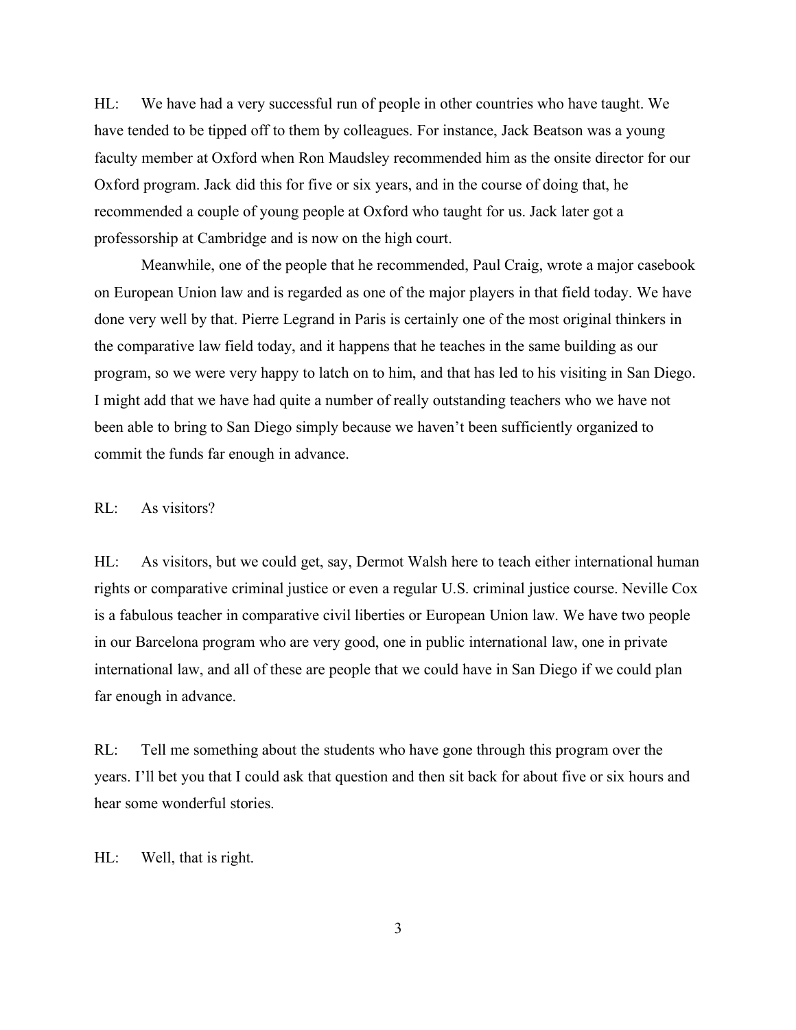HL: We have had a very successful run of people in other countries who have taught. We have tended to be tipped off to them by colleagues. For instance, Jack Beatson was a young faculty member at Oxford when Ron Maudsley recommended him as the onsite director for our Oxford program. Jack did this for five or six years, and in the course of doing that, he recommended a couple of young people at Oxford who taught for us. Jack later got a professorship at Cambridge and is now on the high court.

Meanwhile, one of the people that he recommended, Paul Craig, wrote a major casebook on European Union law and is regarded as one of the major players in that field today. We have done very well by that. Pierre Legrand in Paris is certainly one of the most original thinkers in the comparative law field today, and it happens that he teaches in the same building as our program, so we were very happy to latch on to him, and that has led to his visiting in San Diego. I might add that we have had quite a number of really outstanding teachers who we have not been able to bring to San Diego simply because we haven't been sufficiently organized to commit the funds far enough in advance.

RL: As visitors?

HL: As visitors, but we could get, say, Dermot Walsh here to teach either international human rights or comparative criminal justice or even a regular U.S. criminal justice course. Neville Cox is a fabulous teacher in comparative civil liberties or European Union law. We have two people in our Barcelona program who are very good, one in public international law, one in private international law, and all of these are people that we could have in San Diego if we could plan far enough in advance.

RL: Tell me something about the students who have gone through this program over the years. I'll bet you that I could ask that question and then sit back for about five or six hours and hear some wonderful stories.

HL: Well, that is right.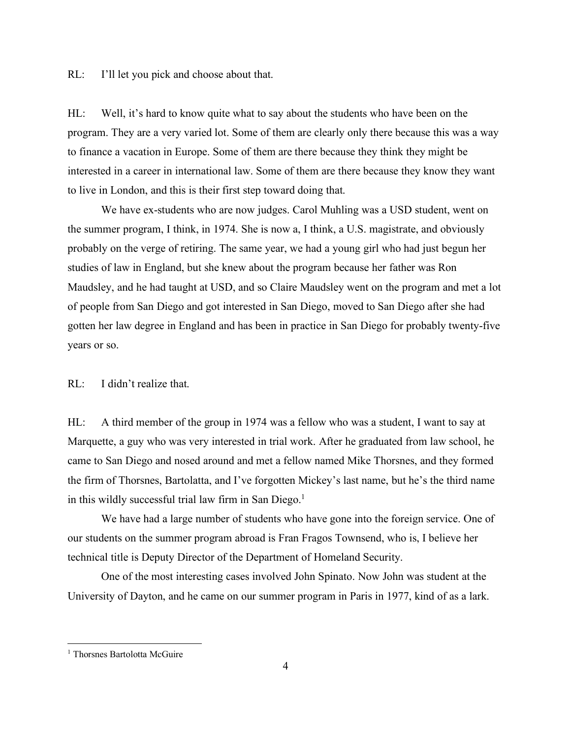RL: I'll let you pick and choose about that.

HL: Well, it's hard to know quite what to say about the students who have been on the program. They are a very varied lot. Some of them are clearly only there because this was a way to finance a vacation in Europe. Some of them are there because they think they might be interested in a career in international law. Some of them are there because they know they want to live in London, and this is their first step toward doing that.

We have ex-students who are now judges. Carol Muhling was a USD student, went on the summer program, I think, in 1974. She is now a, I think, a U.S. magistrate, and obviously probably on the verge of retiring. The same year, we had a young girl who had just begun her studies of law in England, but she knew about the program because her father was Ron Maudsley, and he had taught at USD, and so Claire Maudsley went on the program and met a lot of people from San Diego and got interested in San Diego, moved to San Diego after she had gotten her law degree in England and has been in practice in San Diego for probably twenty-five years or so.

RL: I didn't realize that.

HL: A third member of the group in 1974 was a fellow who was a student, I want to say at Marquette, a guy who was very interested in trial work. After he graduated from law school, he came to San Diego and nosed around and met a fellow named Mike Thorsnes, and they formed the firm of Thorsnes, Bartolatta, and I've forgotten Mickey's last name, but he's the third name in this wildly successful trial law firm in San Diego.[1]

We have had a large number of students who have gone into the foreign service. One of our students on the summer program abroad is Fran Fragos Townsend, who is, I believe her technical title is Deputy Director of the Department of Homeland Security.

One of the most interesting cases involved John Spinato. Now John was student at the University of Dayton, and he came on our summer program in Paris in 1977, kind of as a lark.

---

[1] Thorsnes Bartolotta McGuire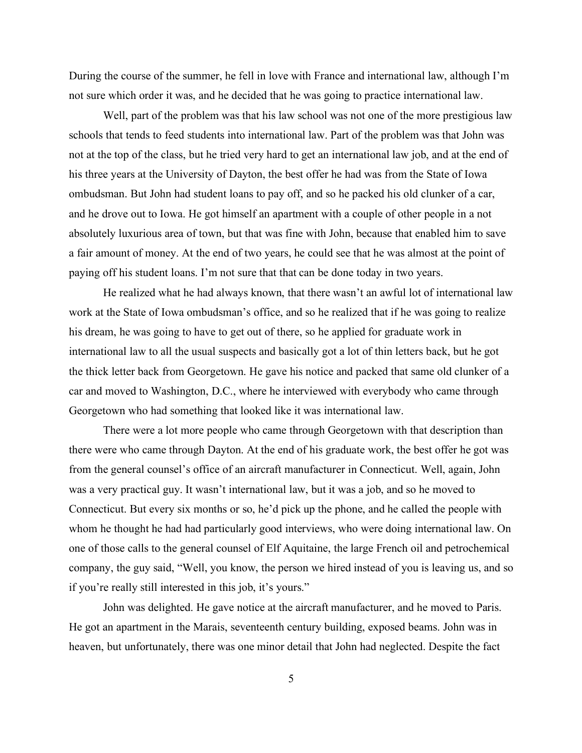During the course of the summer, he fell in love with France and international law, although I'm not sure which order it was, and he decided that he was going to practice international law.

Well, part of the problem was that his law school was not one of the more prestigious law schools that tends to feed students into international law. Part of the problem was that John was not at the top of the class, but he tried very hard to get an international law job, and at the end of his three years at the University of Dayton, the best offer he had was from the State of Iowa ombudsman. But John had student loans to pay off, and so he packed his old clunker of a car, and he drove out to Iowa. He got himself an apartment with a couple of other people in a not absolutely luxurious area of town, but that was fine with John, because that enabled him to save a fair amount of money. At the end of two years, he could see that he was almost at the point of paying off his student loans. I'm not sure that that can be done today in two years.

He realized what he had always known, that there wasn't an awful lot of international law work at the State of Iowa ombudsman's office, and so he realized that if he was going to realize his dream, he was going to have to get out of there, so he applied for graduate work in international law to all the usual suspects and basically got a lot of thin letters back, but he got the thick letter back from Georgetown. He gave his notice and packed that same old clunker of a car and moved to Washington, D.C., where he interviewed with everybody who came through Georgetown who had something that looked like it was international law.

There were a lot more people who came through Georgetown with that description than there were who came through Dayton. At the end of his graduate work, the best offer he got was from the general counsel's office of an aircraft manufacturer in Connecticut. Well, again, John was a very practical guy. It wasn't international law, but it was a job, and so he moved to Connecticut. But every six months or so, he'd pick up the phone, and he called the people with whom he thought he had had particularly good interviews, who were doing international law. On one of those calls to the general counsel of Elf Aquitaine, the large French oil and petrochemical company, the guy said, "Well, you know, the person we hired instead of you is leaving us, and so if you're really still interested in this job, it's yours."

John was delighted. He gave notice at the aircraft manufacturer, and he moved to Paris. He got an apartment in the Marais, seventeenth century building, exposed beams. John was in heaven, but unfortunately, there was one minor detail that John had neglected. Despite the fact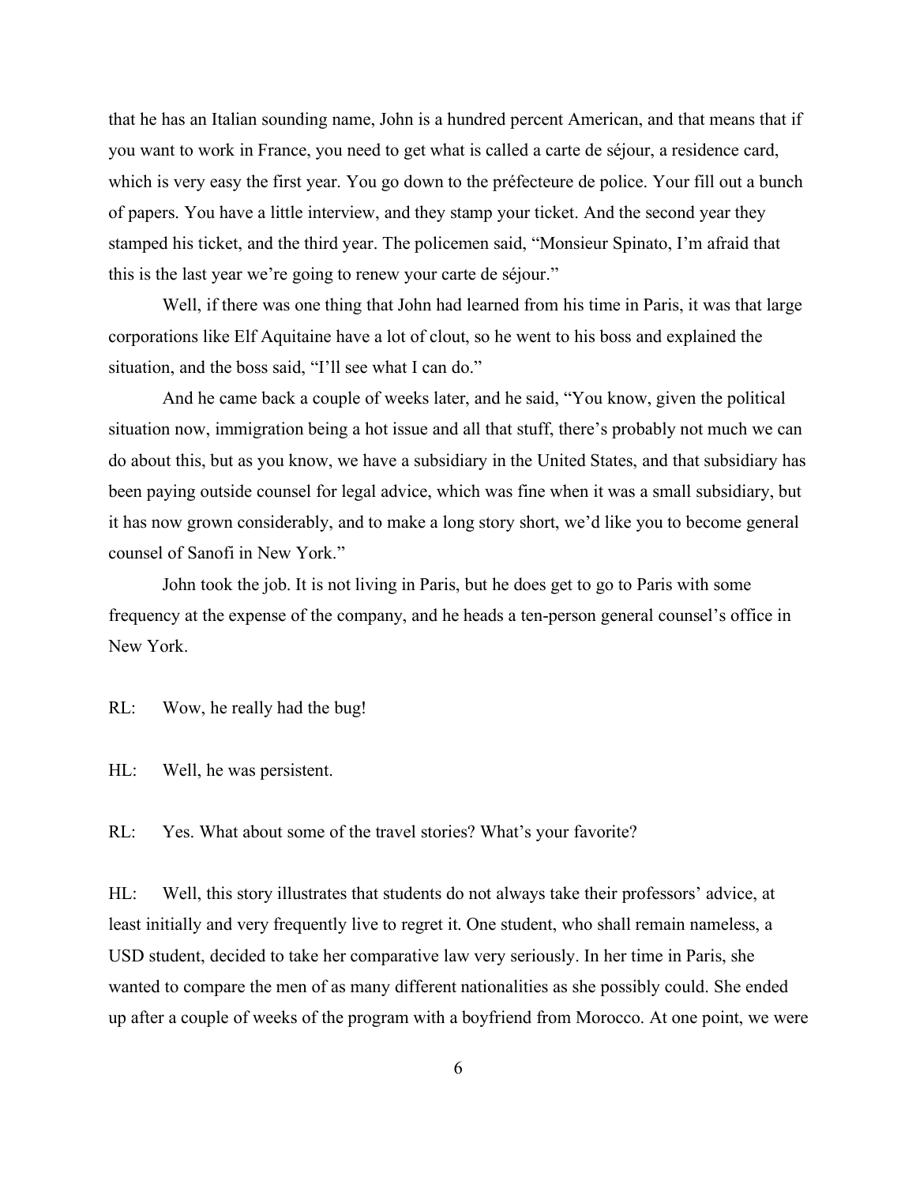that he has an Italian sounding name, John is a hundred percent American, and that means that if you want to work in France, you need to get what is called a carte de séjour, a residence card, which is very easy the first year. You go down to the préfecteure de police. Your fill out a bunch of papers. You have a little interview, and they stamp your ticket. And the second year they stamped his ticket, and the third year. The policemen said, "Monsieur Spinato, I'm afraid that this is the last year we're going to renew your carte de séjour."

Well, if there was one thing that John had learned from his time in Paris, it was that large corporations like Elf Aquitaine have a lot of clout, so he went to his boss and explained the situation, and the boss said, "I'll see what I can do."

And he came back a couple of weeks later, and he said, "You know, given the political situation now, immigration being a hot issue and all that stuff, there's probably not much we can do about this, but as you know, we have a subsidiary in the United States, and that subsidiary has been paying outside counsel for legal advice, which was fine when it was a small subsidiary, but it has now grown considerably, and to make a long story short, we'd like you to become general counsel of Sanofi in New York."

John took the job. It is not living in Paris, but he does get to go to Paris with some frequency at the expense of the company, and he heads a ten-person general counsel's office in New York.

RL: Wow, he really had the bug!

HL: Well, he was persistent.

RL: Yes. What about some of the travel stories? What's your favorite?

HL: Well, this story illustrates that students do not always take their professors' advice, at least initially and very frequently live to regret it. One student, who shall remain nameless, a USD student, decided to take her comparative law very seriously. In her time in Paris, she wanted to compare the men of as many different nationalities as she possibly could. She ended up after a couple of weeks of the program with a boyfriend from Morocco. At one point, we were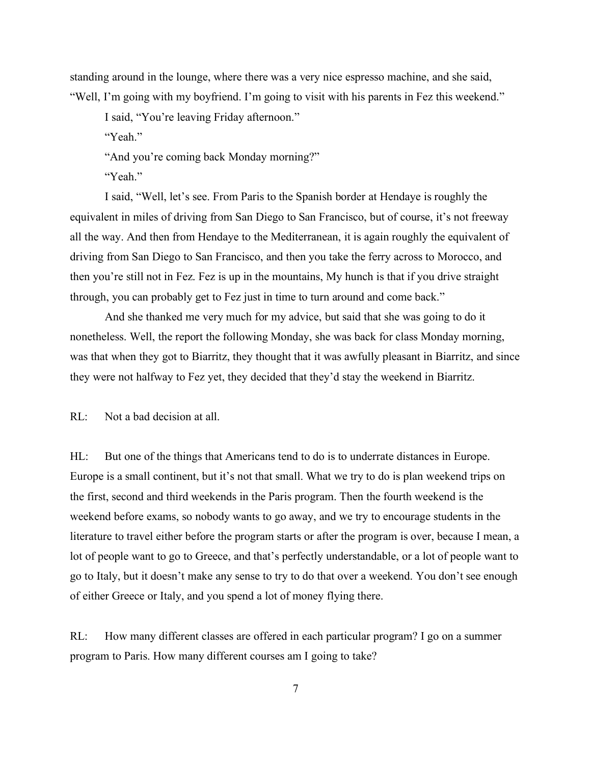standing around in the lounge, where there was a very nice espresso machine, and she said, "Well, I'm going with my boyfriend. I'm going to visit with his parents in Fez this weekend."

I said, "You're leaving Friday afternoon."

"Yeah."

"And you're coming back Monday morning?"

"Yeah."

I said, "Well, let's see. From Paris to the Spanish border at Hendaye is roughly the equivalent in miles of driving from San Diego to San Francisco, but of course, it's not freeway all the way. And then from Hendaye to the Mediterranean, it is again roughly the equivalent of driving from San Diego to San Francisco, and then you take the ferry across to Morocco, and then you're still not in Fez. Fez is up in the mountains, My hunch is that if you drive straight through, you can probably get to Fez just in time to turn around and come back."

And she thanked me very much for my advice, but said that she was going to do it nonetheless. Well, the report the following Monday, she was back for class Monday morning, was that when they got to Biarritz, they thought that it was awfully pleasant in Biarritz, and since they were not halfway to Fez yet, they decided that they'd stay the weekend in Biarritz.

RL: Not a bad decision at all.

HL: But one of the things that Americans tend to do is to underrate distances in Europe. Europe is a small continent, but it's not that small. What we try to do is plan weekend trips on the first, second and third weekends in the Paris program. Then the fourth weekend is the weekend before exams, so nobody wants to go away, and we try to encourage students in the literature to travel either before the program starts or after the program is over, because I mean, a lot of people want to go to Greece, and that's perfectly understandable, or a lot of people want to go to Italy, but it doesn't make any sense to try to do that over a weekend. You don't see enough of either Greece or Italy, and you spend a lot of money flying there.

RL: How many different classes are offered in each particular program? I go on a summer program to Paris. How many different courses am I going to take?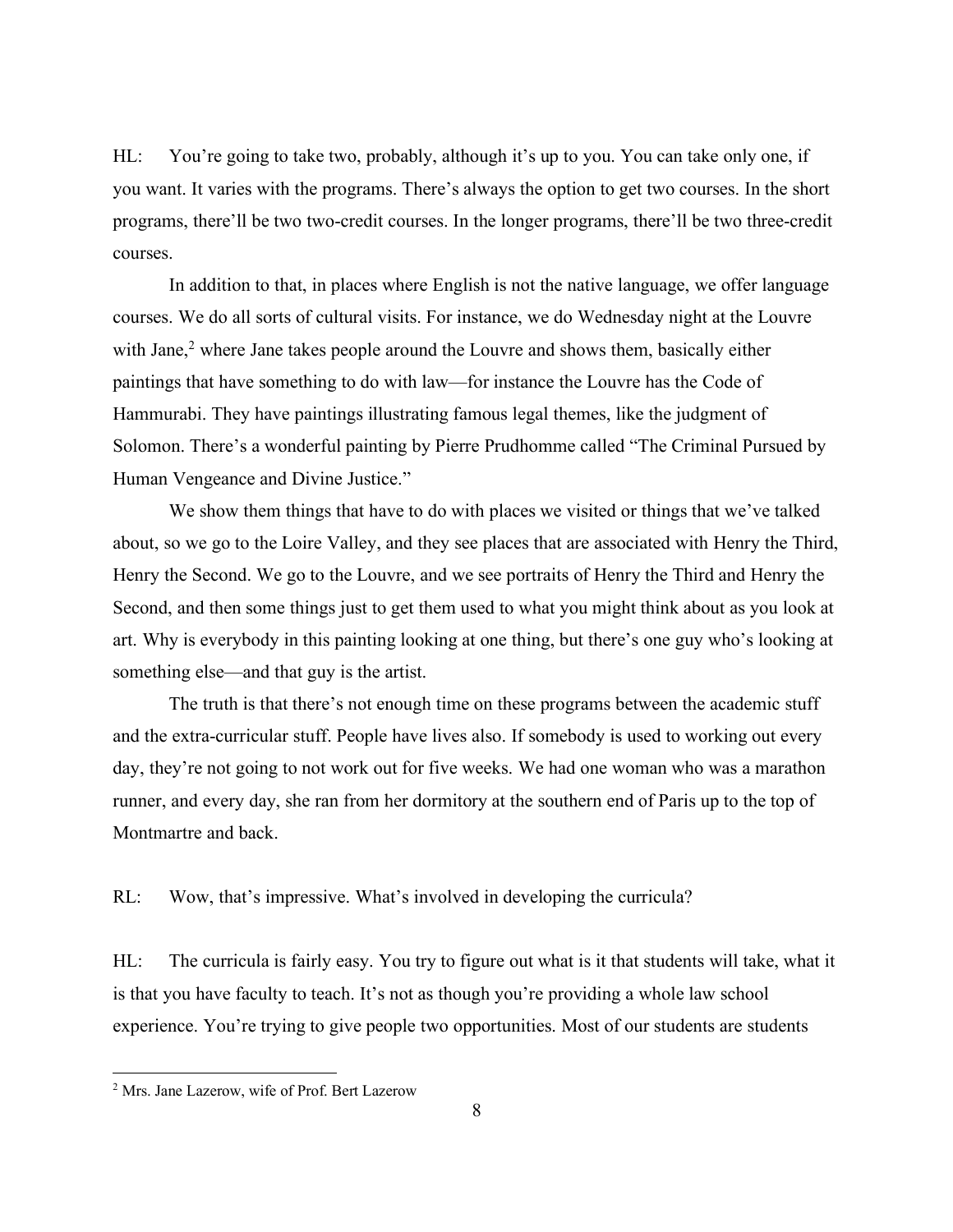HL: You're going to take two, probably, although it's up to you. You can take only one, if you want. It varies with the programs. There's always the option to get two courses. In the short programs, there'll be two two-credit courses. In the longer programs, there'll be two three-credit courses.

In addition to that, in places where English is not the native language, we offer language courses. We do all sorts of cultural visits. For instance, we do Wednesday night at the Louvre with Jane,[2] where Jane takes people around the Louvre and shows them, basically either paintings that have something to do with law—for instance the Louvre has the Code of Hammurabi. They have paintings illustrating famous legal themes, like the judgment of Solomon. There's a wonderful painting by Pierre Prudhomme called "The Criminal Pursued by Human Vengeance and Divine Justice."

We show them things that have to do with places we visited or things that we've talked about, so we go to the Loire Valley, and they see places that are associated with Henry the Third, Henry the Second. We go to the Louvre, and we see portraits of Henry the Third and Henry the Second, and then some things just to get them used to what you might think about as you look at art. Why is everybody in this painting looking at one thing, but there's one guy who's looking at something else—and that guy is the artist.

The truth is that there's not enough time on these programs between the academic stuff and the extra-curricular stuff. People have lives also. If somebody is used to working out every day, they're not going to not work out for five weeks. We had one woman who was a marathon runner, and every day, she ran from her dormitory at the southern end of Paris up to the top of Montmartre and back.

RL: Wow, that's impressive. What's involved in developing the curricula?

HL: The curricula is fairly easy. You try to figure out what is it that students will take, what it is that you have faculty to teach. It's not as though you're providing a whole law school experience. You're trying to give people two opportunities. Most of our students are students

[2] Mrs. Jane Lazerow, wife of Prof. Bert Lazerow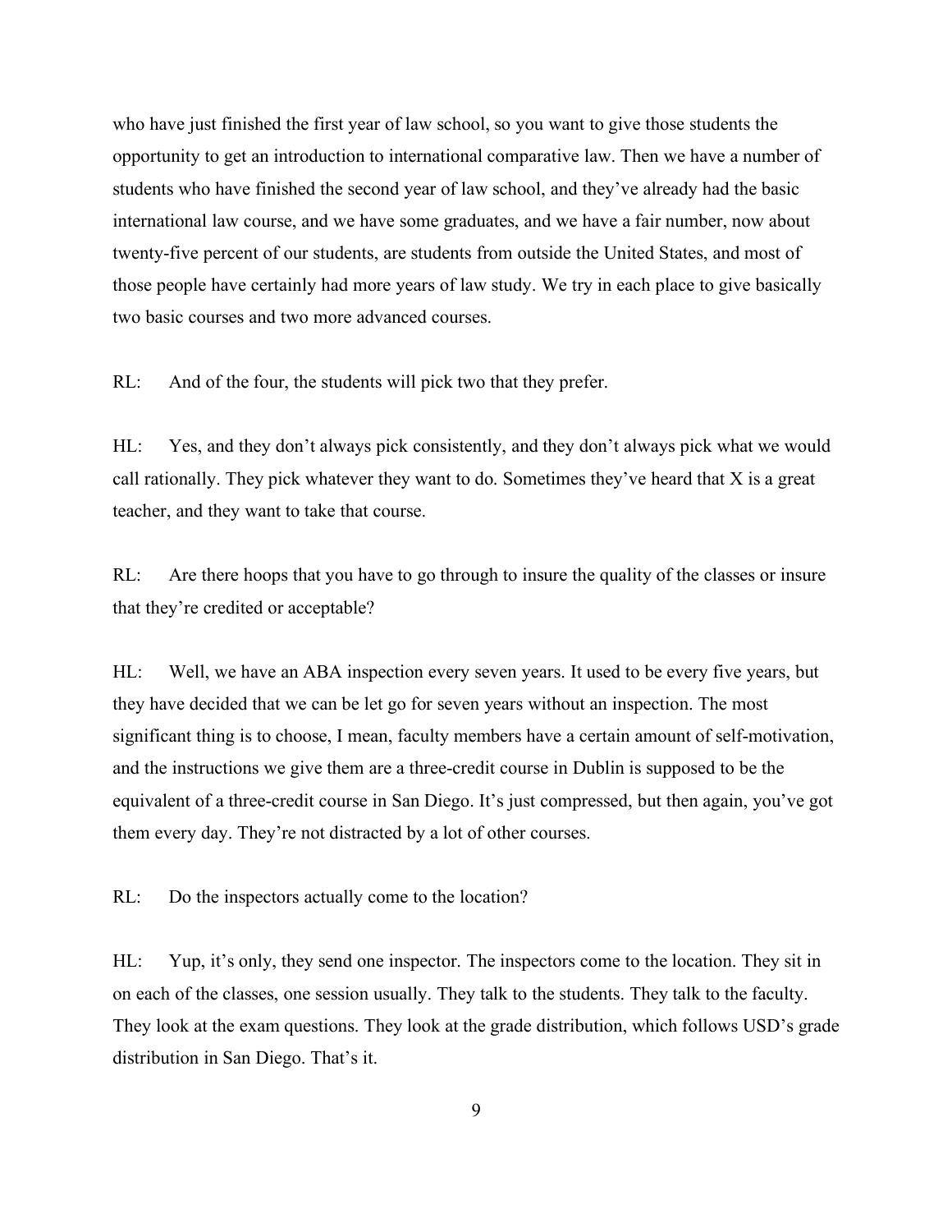who have just finished the first year of law school, so you want to give those students the opportunity to get an introduction to international comparative law. Then we have a number of students who have finished the second year of law school, and they've already had the basic international law course, and we have some graduates, and we have a fair number, now about twenty-five percent of our students, are students from outside the United States, and most of those people have certainly had more years of law study. We try in each place to give basically two basic courses and two more advanced courses.

RL: And of the four, the students will pick two that they prefer.

HL: Yes, and they don't always pick consistently, and they don't always pick what we would call rationally. They pick whatever they want to do. Sometimes they've heard that X is a great teacher, and they want to take that course.

RL: Are there hoops that you have to go through to insure the quality of the classes or insure that they're credited or acceptable?

HL: Well, we have an ABA inspection every seven years. It used to be every five years, but they have decided that we can be let go for seven years without an inspection. The most significant thing is to choose, I mean, faculty members have a certain amount of self-motivation, and the instructions we give them are a three-credit course in Dublin is supposed to be the equivalent of a three-credit course in San Diego. It's just compressed, but then again, you've got them every day. They're not distracted by a lot of other courses.

RL: Do the inspectors actually come to the location?

HL: Yup, it's only, they send one inspector. The inspectors come to the location. They sit in on each of the classes, one session usually. They talk to the students. They talk to the faculty. They look at the exam questions. They look at the grade distribution, which follows USD's grade distribution in San Diego. That's it.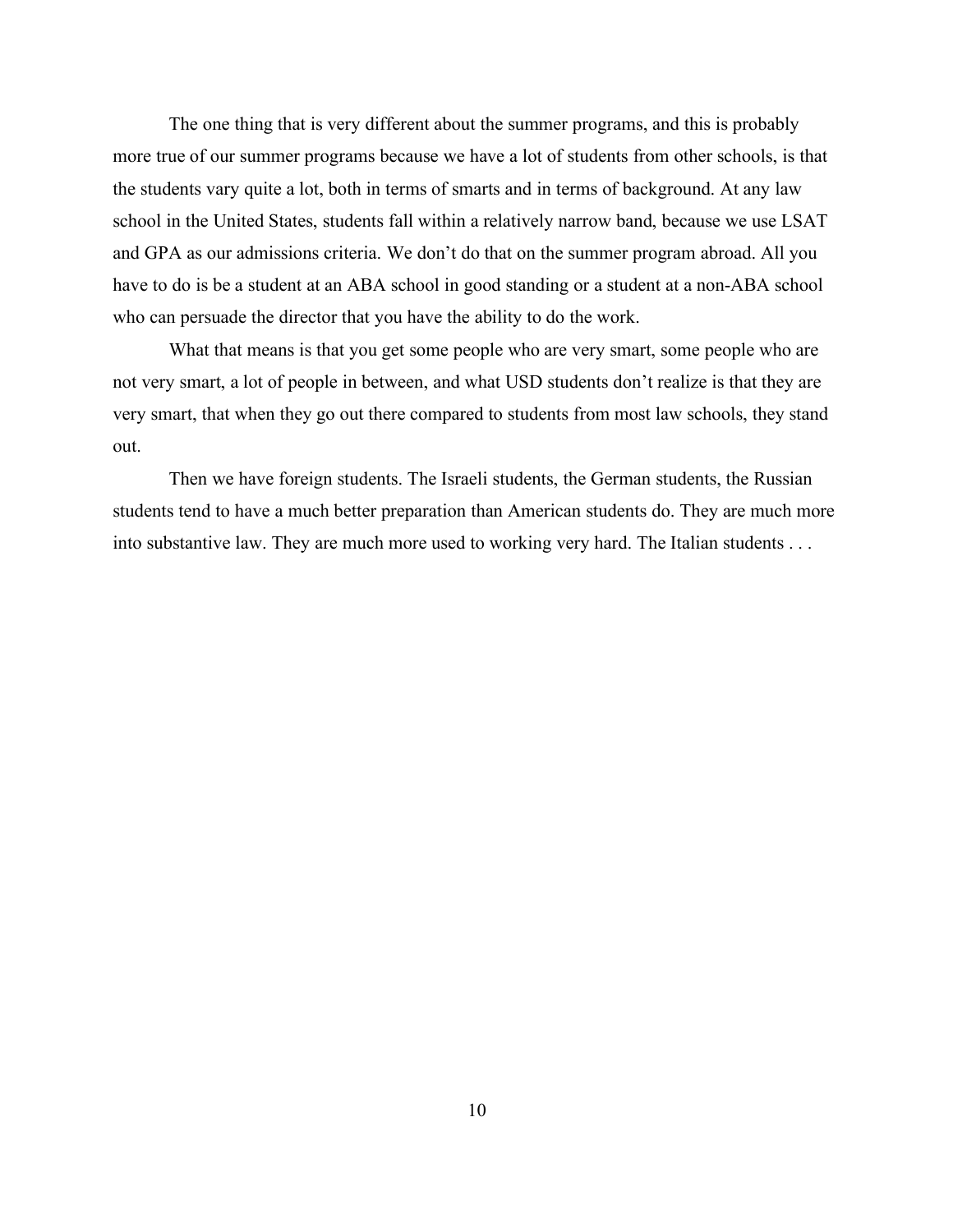The one thing that is very different about the summer programs, and this is probably more true of our summer programs because we have a lot of students from other schools, is that the students vary quite a lot, both in terms of smarts and in terms of background. At any law school in the United States, students fall within a relatively narrow band, because we use LSAT and GPA as our admissions criteria. We don't do that on the summer program abroad. All you have to do is be a student at an ABA school in good standing or a student at a non-ABA school who can persuade the director that you have the ability to do the work.

What that means is that you get some people who are very smart, some people who are not very smart, a lot of people in between, and what USD students don't realize is that they are very smart, that when they go out there compared to students from most law schools, they stand out.

Then we have foreign students. The Israeli students, the German students, the Russian students tend to have a much better preparation than American students do. They are much more into substantive law. They are much more used to working very hard. The Italian students . . .